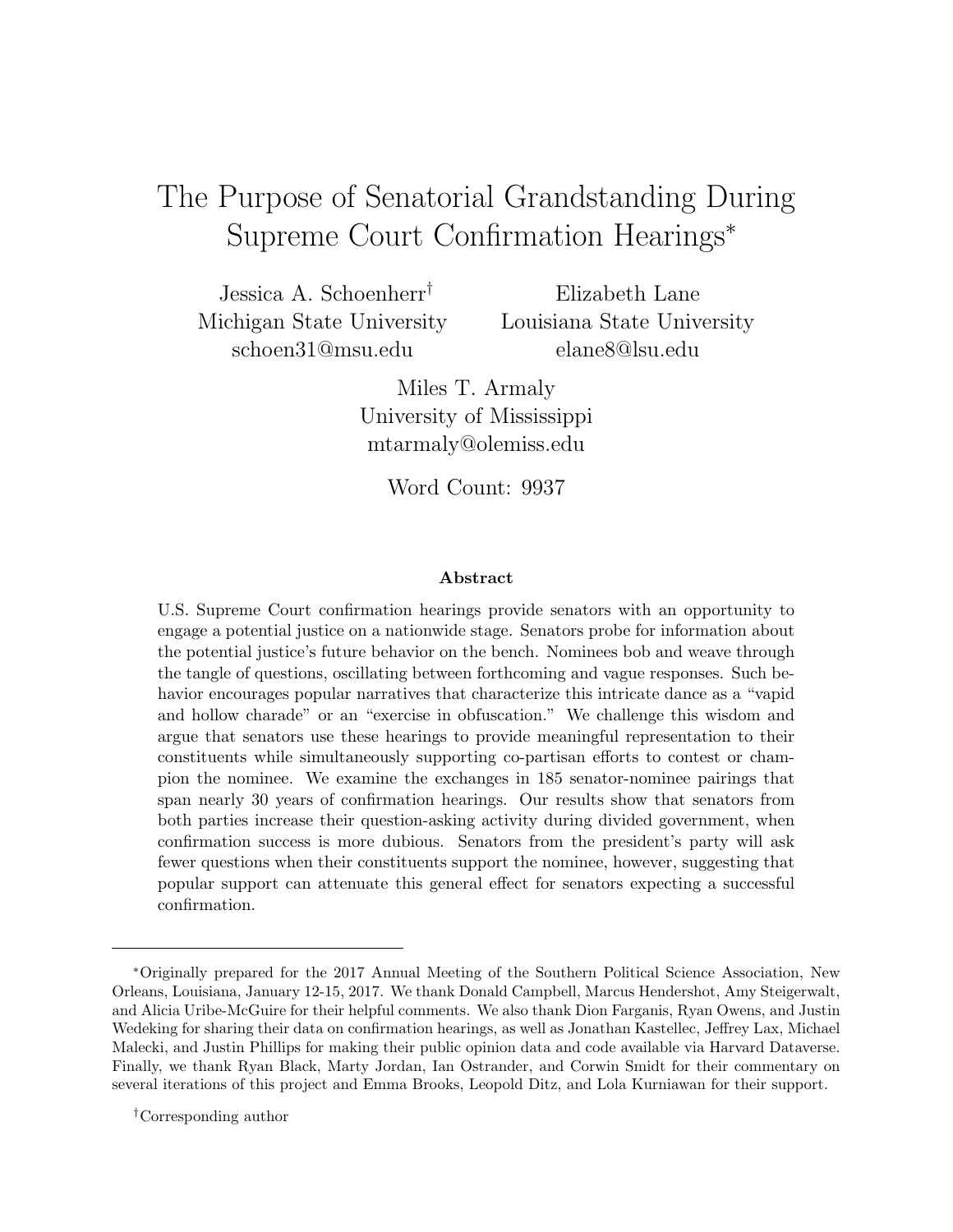# The Purpose of Senatorial Grandstanding During Supreme Court Confirmation Hearings*

Jessica A. Schoenherr†
Michigan State University
schoen31@msu.edu

Elizabeth Lane
Louisiana State University
elane8@lsu.edu

Miles T. Armaly
University of Mississippi
mtarmaly@olemiss.edu

Word Count: 9937

### Abstract

U.S. Supreme Court confirmation hearings provide senators with an opportunity to engage a potential justice on a nationwide stage. Senators probe for information about the potential justice's future behavior on the bench. Nominees bob and weave through the tangle of questions, oscillating between forthcoming and vague responses. Such behavior encourages popular narratives that characterize this intricate dance as a "vapid and hollow charade" or an "exercise in obfuscation." We challenge this wisdom and argue that senators use these hearings to provide meaningful representation to their constituents while simultaneously supporting co-partisan efforts to contest or champion the nominee. We examine the exchanges in 185 senator-nominee pairings that span nearly 30 years of confirmation hearings. Our results show that senators from both parties increase their question-asking activity during divided government, when confirmation success is more dubious. Senators from the president's party will ask fewer questions when their constituents support the nominee, however, suggesting that popular support can attenuate this general effect for senators expecting a successful confirmation.

---

*Originally prepared for the 2017 Annual Meeting of the Southern Political Science Association, New Orleans, Louisiana, January 12-15, 2017. We thank Donald Campbell, Marcus Hendershot, Amy Steigerwalt, and Alicia Uribe-McGuire for their helpful comments. We also thank Dion Farganis, Ryan Owens, and Justin Wedeking for sharing their data on confirmation hearings, as well as Jonathan Kastellec, Jeffrey Lax, Michael Malecki, and Justin Phillips for making their public opinion data and code available via Harvard Dataverse. Finally, we thank Ryan Black, Marty Jordan, Ian Ostrander, and Corwin Smidt for their commentary on several iterations of this project and Emma Brooks, Leopold Ditz, and Lola Kurniawan for their support.

†Corresponding author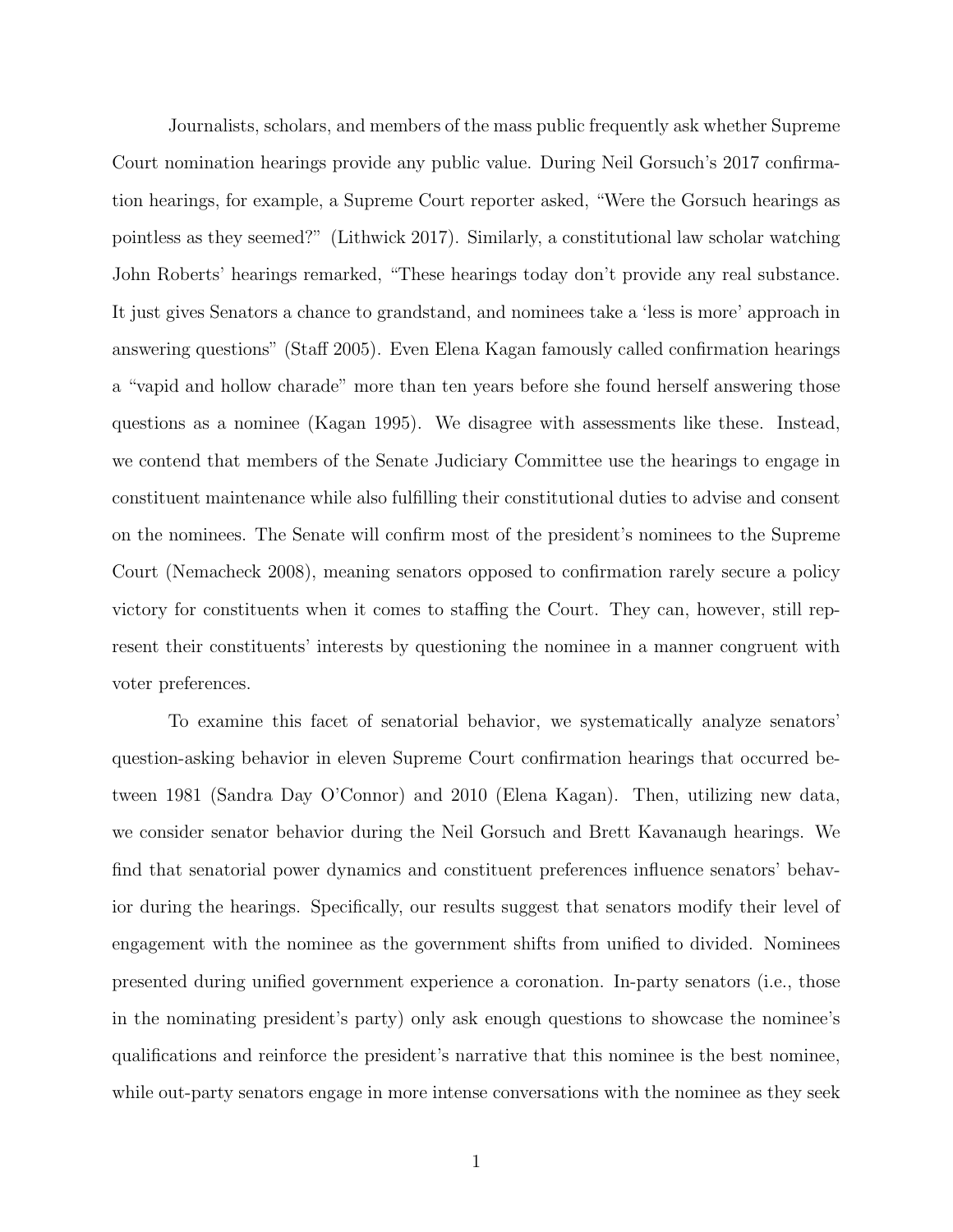Journalists, scholars, and members of the mass public frequently ask whether Supreme Court nomination hearings provide any public value. During Neil Gorsuch's 2017 confirmation hearings, for example, a Supreme Court reporter asked, "Were the Gorsuch hearings as pointless as they seemed?" (Lithwick 2017). Similarly, a constitutional law scholar watching John Roberts' hearings remarked, "These hearings today don't provide any real substance. It just gives Senators a chance to grandstand, and nominees take a 'less is more' approach in answering questions" (Staff 2005). Even Elena Kagan famously called confirmation hearings a "vapid and hollow charade" more than ten years before she found herself answering those questions as a nominee (Kagan 1995). We disagree with assessments like these. Instead, we contend that members of the Senate Judiciary Committee use the hearings to engage in constituent maintenance while also fulfilling their constitutional duties to advise and consent on the nominees. The Senate will confirm most of the president's nominees to the Supreme Court (Nemacheck 2008), meaning senators opposed to confirmation rarely secure a policy victory for constituents when it comes to staffing the Court. They can, however, still represent their constituents' interests by questioning the nominee in a manner congruent with voter preferences.

To examine this facet of senatorial behavior, we systematically analyze senators' question-asking behavior in eleven Supreme Court confirmation hearings that occurred between 1981 (Sandra Day O'Connor) and 2010 (Elena Kagan). Then, utilizing new data, we consider senator behavior during the Neil Gorsuch and Brett Kavanaugh hearings. We find that senatorial power dynamics and constituent preferences influence senators' behavior during the hearings. Specifically, our results suggest that senators modify their level of engagement with the nominee as the government shifts from unified to divided. Nominees presented during unified government experience a coronation. In-party senators (i.e., those in the nominating president's party) only ask enough questions to showcase the nominee's qualifications and reinforce the president's narrative that this nominee is the best nominee, while out-party senators engage in more intense conversations with the nominee as they seek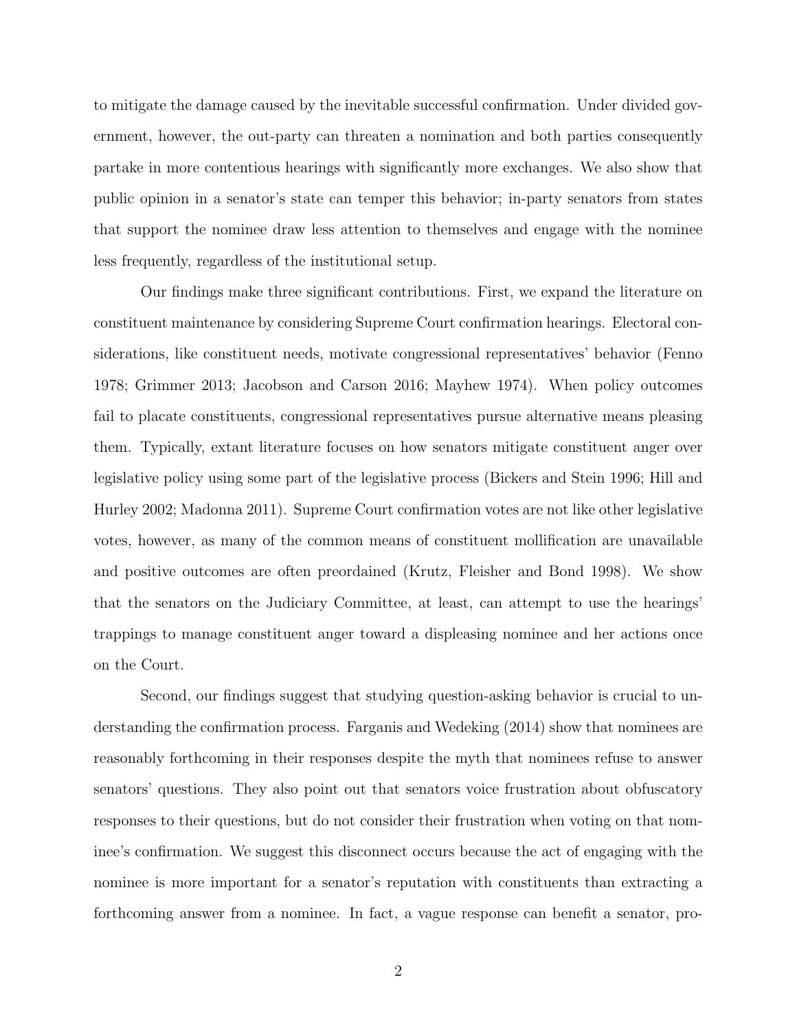to mitigate the damage caused by the inevitable successful confirmation. Under divided government, however, the out-party can threaten a nomination and both parties consequently partake in more contentious hearings with significantly more exchanges. We also show that public opinion in a senator's state can temper this behavior; in-party senators from states that support the nominee draw less attention to themselves and engage with the nominee less frequently, regardless of the institutional setup.

Our findings make three significant contributions. First, we expand the literature on constituent maintenance by considering Supreme Court confirmation hearings. Electoral considerations, like constituent needs, motivate congressional representatives' behavior (Fenno 1978; Grimmer 2013; Jacobson and Carson 2016; Mayhew 1974). When policy outcomes fail to placate constituents, congressional representatives pursue alternative means pleasing them. Typically, extant literature focuses on how senators mitigate constituent anger over legislative policy using some part of the legislative process (Bickers and Stein 1996; Hill and Hurley 2002; Madonna 2011). Supreme Court confirmation votes are not like other legislative votes, however, as many of the common means of constituent mollification are unavailable and positive outcomes are often preordained (Krutz, Fleisher and Bond 1998). We show that the senators on the Judiciary Committee, at least, can attempt to use the hearings' trappings to manage constituent anger toward a displeasing nominee and her actions once on the Court.

Second, our findings suggest that studying question-asking behavior is crucial to understanding the confirmation process. Farganis and Wedeking (2014) show that nominees are reasonably forthcoming in their responses despite the myth that nominees refuse to answer senators' questions. They also point out that senators voice frustration about obfuscatory responses to their questions, but do not consider their frustration when voting on that nominee's confirmation. We suggest this disconnect occurs because the act of engaging with the nominee is more important for a senator's reputation with constituents than extracting a forthcoming answer from a nominee. In fact, a vague response can benefit a senator, pro-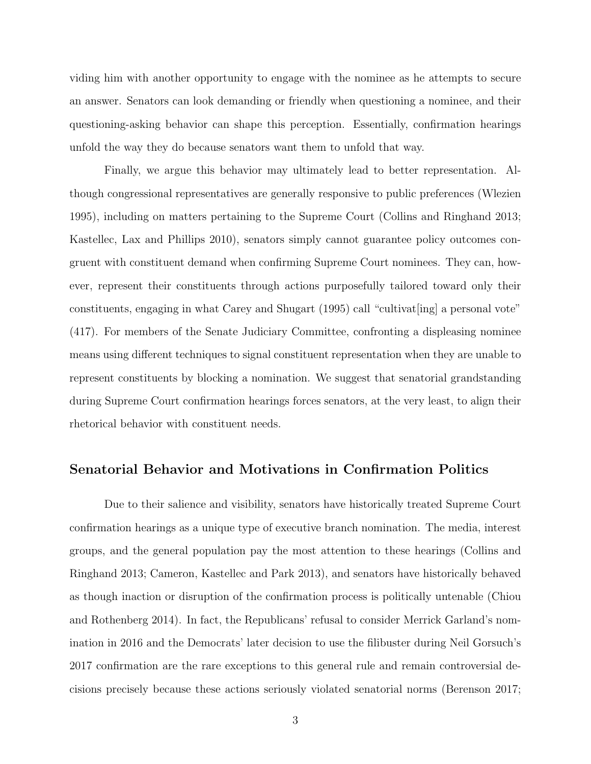viding him with another opportunity to engage with the nominee as he attempts to secure an answer. Senators can look demanding or friendly when questioning a nominee, and their questioning-asking behavior can shape this perception. Essentially, confirmation hearings unfold the way they do because senators want them to unfold that way.

Finally, we argue this behavior may ultimately lead to better representation. Although congressional representatives are generally responsive to public preferences (Wlezien 1995), including on matters pertaining to the Supreme Court (Collins and Ringhand 2013; Kastellec, Lax and Phillips 2010), senators simply cannot guarantee policy outcomes congruent with constituent demand when confirming Supreme Court nominees. They can, however, represent their constituents through actions purposefully tailored toward only their constituents, engaging in what Carey and Shugart (1995) call "cultivat[ing] a personal vote" (417). For members of the Senate Judiciary Committee, confronting a displeasing nominee means using different techniques to signal constituent representation when they are unable to represent constituents by blocking a nomination. We suggest that senatorial grandstanding during Supreme Court confirmation hearings forces senators, at the very least, to align their rhetorical behavior with constituent needs.

## Senatorial Behavior and Motivations in Confirmation Politics

Due to their salience and visibility, senators have historically treated Supreme Court confirmation hearings as a unique type of executive branch nomination. The media, interest groups, and the general population pay the most attention to these hearings (Collins and Ringhand 2013; Cameron, Kastellec and Park 2013), and senators have historically behaved as though inaction or disruption of the confirmation process is politically untenable (Chiou and Rothenberg 2014). In fact, the Republicans' refusal to consider Merrick Garland's nomination in 2016 and the Democrats' later decision to use the filibuster during Neil Gorsuch's 2017 confirmation are the rare exceptions to this general rule and remain controversial decisions precisely because these actions seriously violated senatorial norms (Berenson 2017;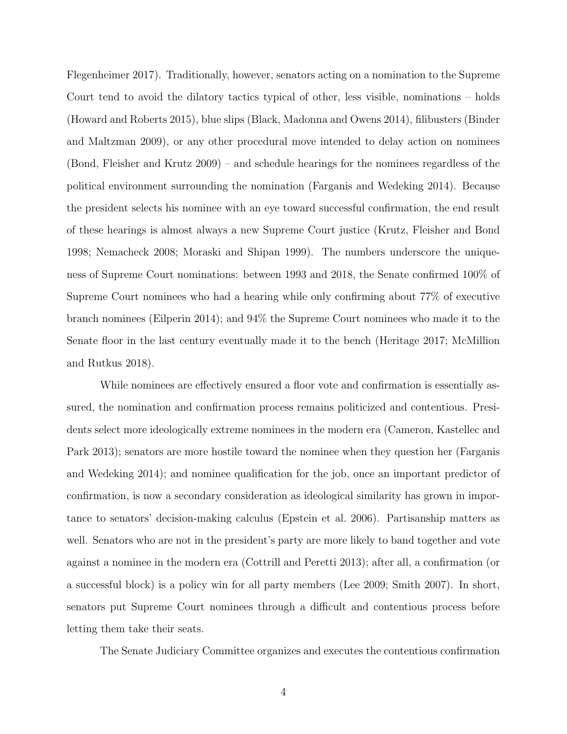Flegenheimer 2017). Traditionally, however, senators acting on a nomination to the Supreme Court tend to avoid the dilatory tactics typical of other, less visible, nominations – holds (Howard and Roberts 2015), blue slips (Black, Madonna and Owens 2014), filibusters (Binder and Maltzman 2009), or any other procedural move intended to delay action on nominees (Bond, Fleisher and Krutz 2009) – and schedule hearings for the nominees regardless of the political environment surrounding the nomination (Farganis and Wedeking 2014). Because the president selects his nominee with an eye toward successful confirmation, the end result of these hearings is almost always a new Supreme Court justice (Krutz, Fleisher and Bond 1998; Nemacheck 2008; Moraski and Shipan 1999). The numbers underscore the uniqueness of Supreme Court nominations: between 1993 and 2018, the Senate confirmed 100% of Supreme Court nominees who had a hearing while only confirming about 77% of executive branch nominees (Eilperin 2014); and 94% the Supreme Court nominees who made it to the Senate floor in the last century eventually made it to the bench (Heritage 2017; McMillion and Rutkus 2018).

While nominees are effectively ensured a floor vote and confirmation is essentially assured, the nomination and confirmation process remains politicized and contentious. Presidents select more ideologically extreme nominees in the modern era (Cameron, Kastellec and Park 2013); senators are more hostile toward the nominee when they question her (Farganis and Wedeking 2014); and nominee qualification for the job, once an important predictor of confirmation, is now a secondary consideration as ideological similarity has grown in importance to senators' decision-making calculus (Epstein et al. 2006). Partisanship matters as well. Senators who are not in the president's party are more likely to band together and vote against a nominee in the modern era (Cottrill and Peretti 2013); after all, a confirmation (or a successful block) is a policy win for all party members (Lee 2009; Smith 2007). In short, senators put Supreme Court nominees through a difficult and contentious process before letting them take their seats.

The Senate Judiciary Committee organizes and executes the contentious confirmation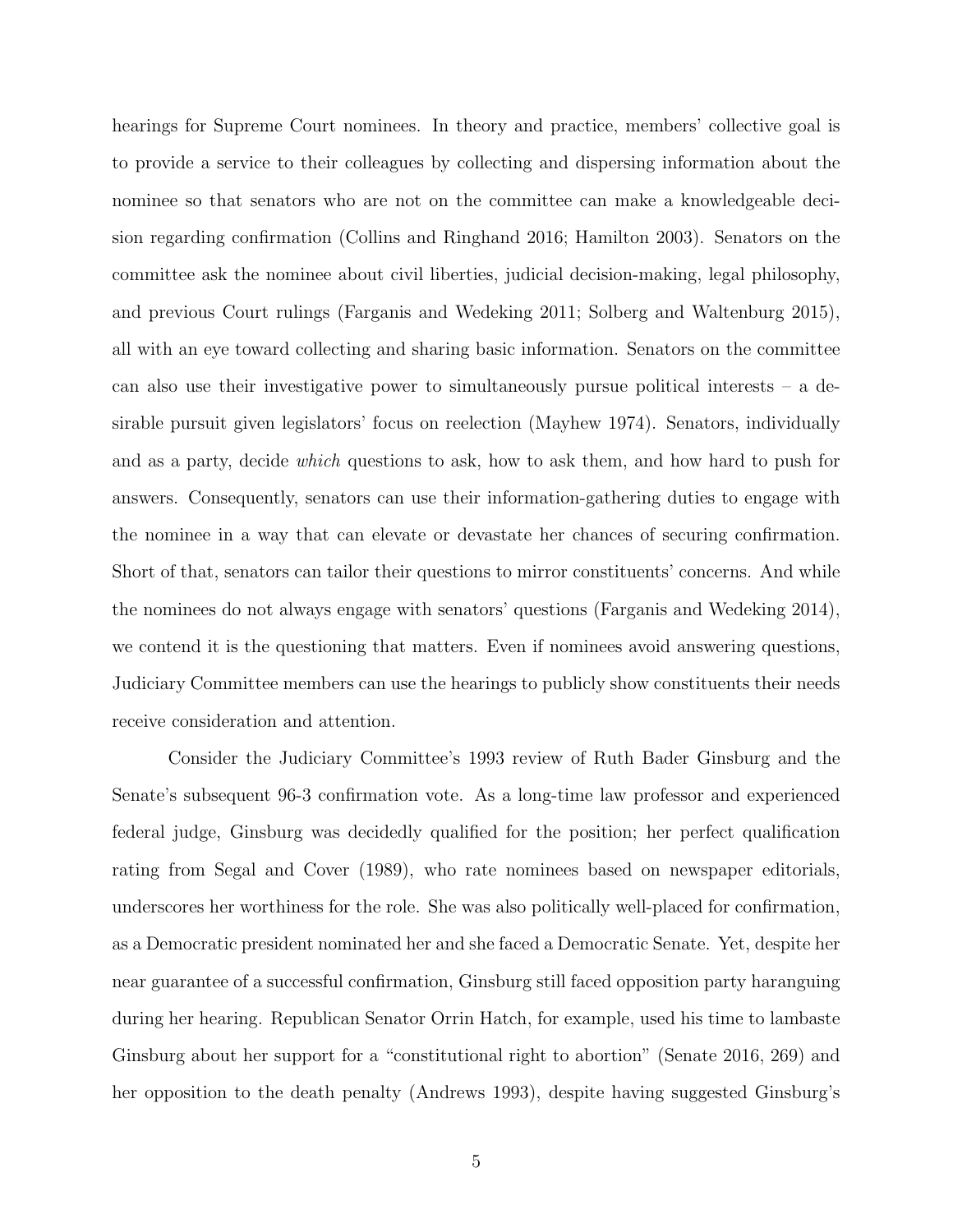hearings for Supreme Court nominees. In theory and practice, members' collective goal is to provide a service to their colleagues by collecting and dispersing information about the nominee so that senators who are not on the committee can make a knowledgeable decision regarding confirmation (Collins and Ringhand 2016; Hamilton 2003). Senators on the committee ask the nominee about civil liberties, judicial decision-making, legal philosophy, and previous Court rulings (Farganis and Wedeking 2011; Solberg and Waltenburg 2015), all with an eye toward collecting and sharing basic information. Senators on the committee can also use their investigative power to simultaneously pursue political interests – a desirable pursuit given legislators' focus on reelection (Mayhew 1974). Senators, individually and as a party, decide *which* questions to ask, how to ask them, and how hard to push for answers. Consequently, senators can use their information-gathering duties to engage with the nominee in a way that can elevate or devastate her chances of securing confirmation. Short of that, senators can tailor their questions to mirror constituents' concerns. And while the nominees do not always engage with senators' questions (Farganis and Wedeking 2014), we contend it is the questioning that matters. Even if nominees avoid answering questions, Judiciary Committee members can use the hearings to publicly show constituents their needs receive consideration and attention.

Consider the Judiciary Committee's 1993 review of Ruth Bader Ginsburg and the Senate's subsequent 96-3 confirmation vote. As a long-time law professor and experienced federal judge, Ginsburg was decidedly qualified for the position; her perfect qualification rating from Segal and Cover (1989), who rate nominees based on newspaper editorials, underscores her worthiness for the role. She was also politically well-placed for confirmation, as a Democratic president nominated her and she faced a Democratic Senate. Yet, despite her near guarantee of a successful confirmation, Ginsburg still faced opposition party haranguing during her hearing. Republican Senator Orrin Hatch, for example, used his time to lambaste Ginsburg about her support for a "constitutional right to abortion" (Senate 2016, 269) and her opposition to the death penalty (Andrews 1993), despite having suggested Ginsburg's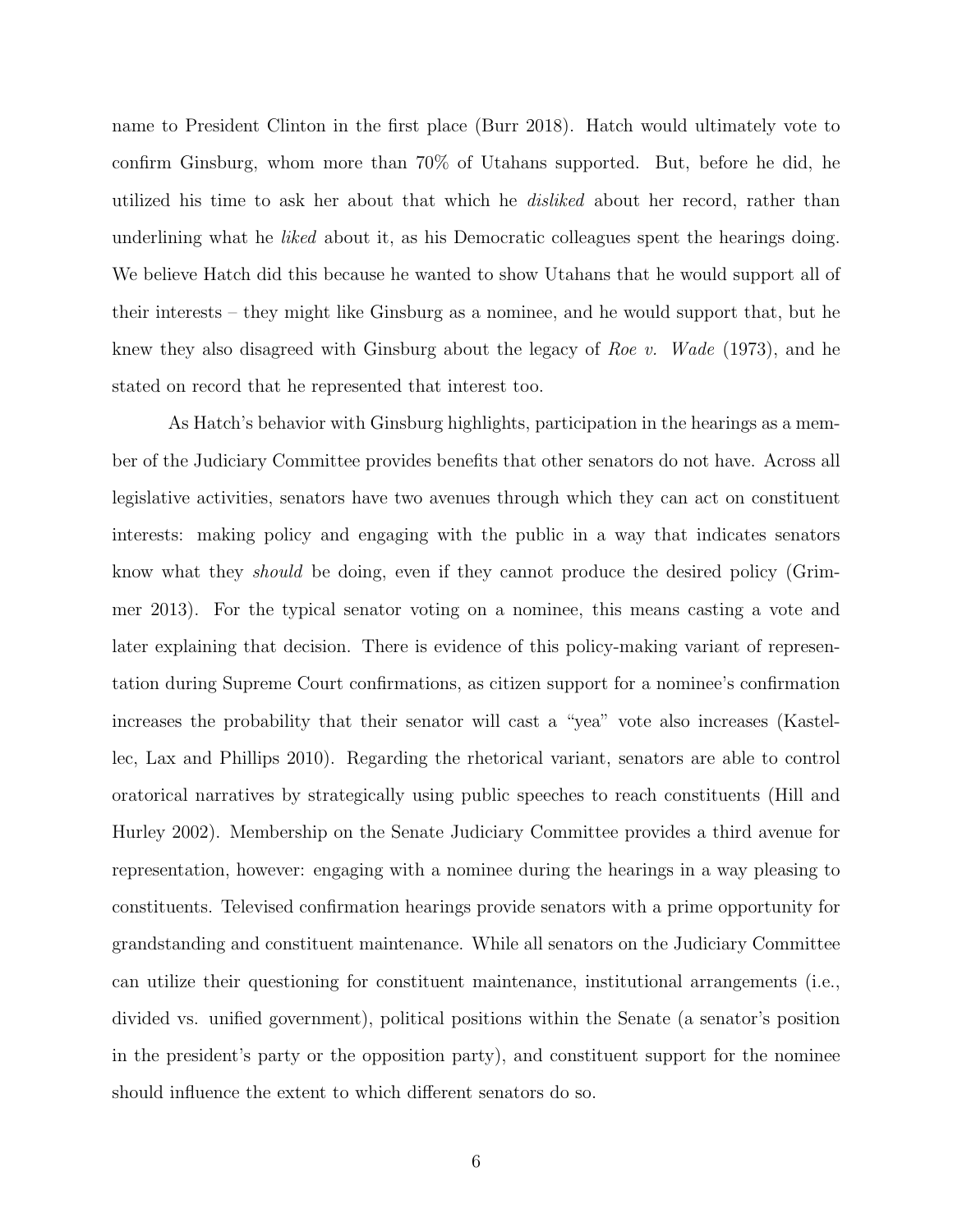name to President Clinton in the first place (Burr 2018). Hatch would ultimately vote to confirm Ginsburg, whom more than 70% of Utahans supported. But, before he did, he utilized his time to ask her about that which he *disliked* about her record, rather than underlining what he *liked* about it, as his Democratic colleagues spent the hearings doing. We believe Hatch did this because he wanted to show Utahans that he would support all of their interests – they might like Ginsburg as a nominee, and he would support that, but he knew they also disagreed with Ginsburg about the legacy of *Roe v. Wade* (1973), and he stated on record that he represented that interest too.

As Hatch's behavior with Ginsburg highlights, participation in the hearings as a member of the Judiciary Committee provides benefits that other senators do not have. Across all legislative activities, senators have two avenues through which they can act on constituent interests: making policy and engaging with the public in a way that indicates senators know what they *should* be doing, even if they cannot produce the desired policy (Grimmer 2013). For the typical senator voting on a nominee, this means casting a vote and later explaining that decision. There is evidence of this policy-making variant of representation during Supreme Court confirmations, as citizen support for a nominee's confirmation increases the probability that their senator will cast a "yea" vote also increases (Kastellec, Lax and Phillips 2010). Regarding the rhetorical variant, senators are able to control oratorical narratives by strategically using public speeches to reach constituents (Hill and Hurley 2002). Membership on the Senate Judiciary Committee provides a third avenue for representation, however: engaging with a nominee during the hearings in a way pleasing to constituents. Televised confirmation hearings provide senators with a prime opportunity for grandstanding and constituent maintenance. While all senators on the Judiciary Committee can utilize their questioning for constituent maintenance, institutional arrangements (i.e., divided vs. unified government), political positions within the Senate (a senator's position in the president's party or the opposition party), and constituent support for the nominee should influence the extent to which different senators do so.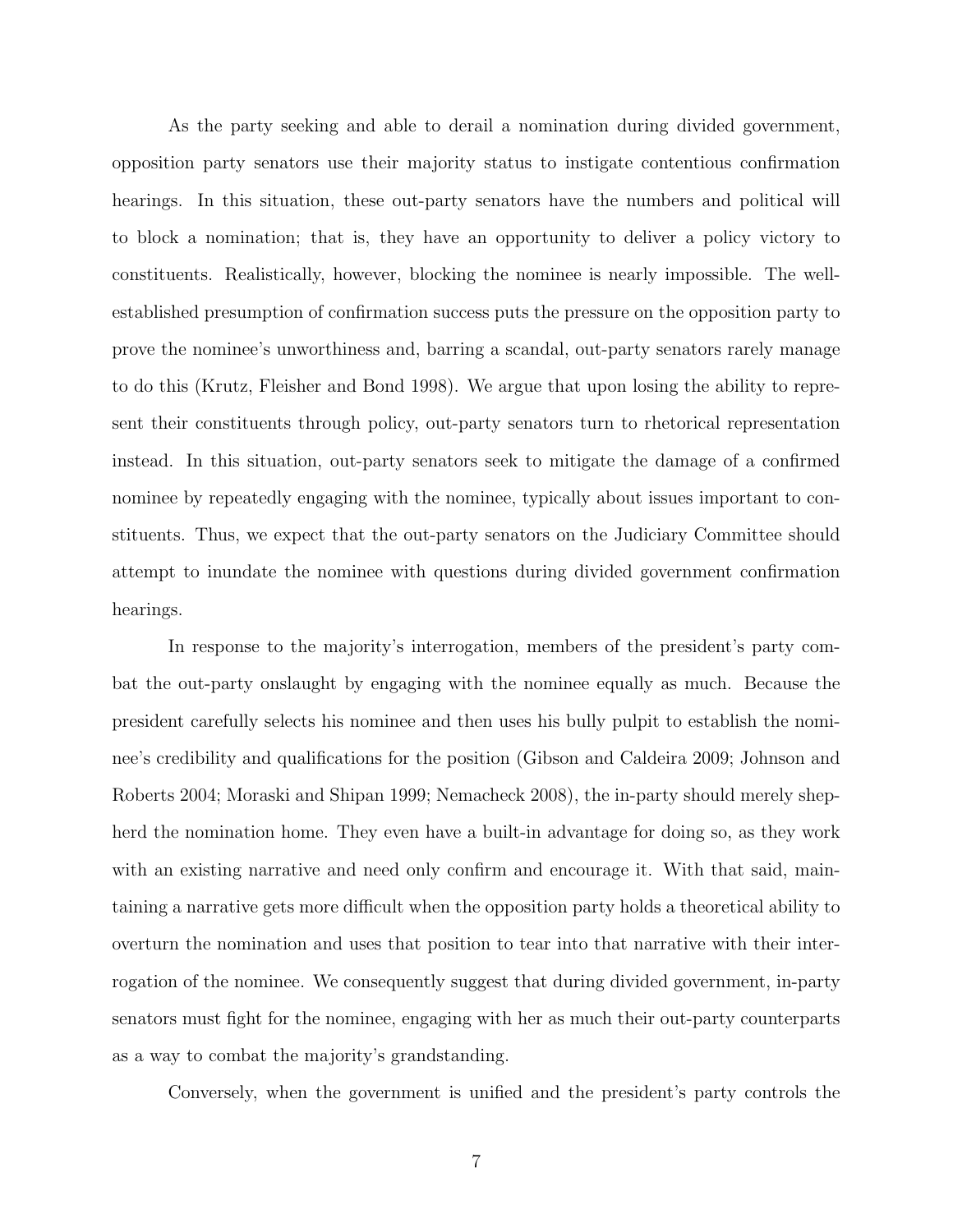As the party seeking and able to derail a nomination during divided government, opposition party senators use their majority status to instigate contentious confirmation hearings. In this situation, these out-party senators have the numbers and political will to block a nomination; that is, they have an opportunity to deliver a policy victory to constituents. Realistically, however, blocking the nominee is nearly impossible. The well-established presumption of confirmation success puts the pressure on the opposition party to prove the nominee's unworthiness and, barring a scandal, out-party senators rarely manage to do this (Krutz, Fleisher and Bond 1998). We argue that upon losing the ability to represent their constituents through policy, out-party senators turn to rhetorical representation instead. In this situation, out-party senators seek to mitigate the damage of a confirmed nominee by repeatedly engaging with the nominee, typically about issues important to constituents. Thus, we expect that the out-party senators on the Judiciary Committee should attempt to inundate the nominee with questions during divided government confirmation hearings.

In response to the majority's interrogation, members of the president's party combat the out-party onslaught by engaging with the nominee equally as much. Because the president carefully selects his nominee and then uses his bully pulpit to establish the nominee's credibility and qualifications for the position (Gibson and Caldeira 2009; Johnson and Roberts 2004; Moraski and Shipan 1999; Nemacheck 2008), the in-party should merely shepherd the nomination home. They even have a built-in advantage for doing so, as they work with an existing narrative and need only confirm and encourage it. With that said, maintaining a narrative gets more difficult when the opposition party holds a theoretical ability to overturn the nomination and uses that position to tear into that narrative with their interrogation of the nominee. We consequently suggest that during divided government, in-party senators must fight for the nominee, engaging with her as much their out-party counterparts as a way to combat the majority's grandstanding.

Conversely, when the government is unified and the president's party controls the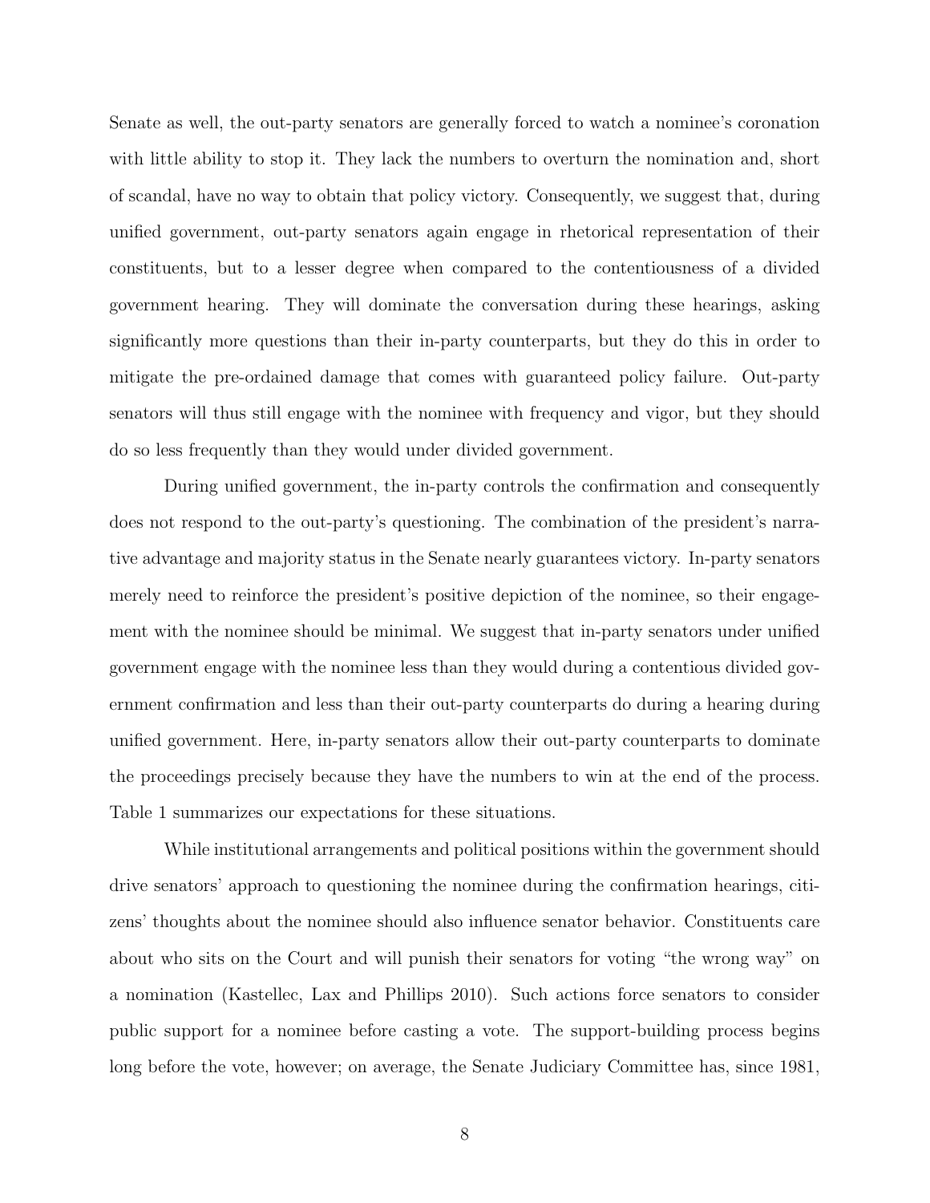Senate as well, the out-party senators are generally forced to watch a nominee's coronation with little ability to stop it. They lack the numbers to overturn the nomination and, short of scandal, have no way to obtain that policy victory. Consequently, we suggest that, during unified government, out-party senators again engage in rhetorical representation of their constituents, but to a lesser degree when compared to the contentiousness of a divided government hearing. They will dominate the conversation during these hearings, asking significantly more questions than their in-party counterparts, but they do this in order to mitigate the pre-ordained damage that comes with guaranteed policy failure. Out-party senators will thus still engage with the nominee with frequency and vigor, but they should do so less frequently than they would under divided government.

During unified government, the in-party controls the confirmation and consequently does not respond to the out-party's questioning. The combination of the president's narrative advantage and majority status in the Senate nearly guarantees victory. In-party senators merely need to reinforce the president's positive depiction of the nominee, so their engagement with the nominee should be minimal. We suggest that in-party senators under unified government engage with the nominee less than they would during a contentious divided government confirmation and less than their out-party counterparts do during a hearing during unified government. Here, in-party senators allow their out-party counterparts to dominate the proceedings precisely because they have the numbers to win at the end of the process. Table 1 summarizes our expectations for these situations.

While institutional arrangements and political positions within the government should drive senators' approach to questioning the nominee during the confirmation hearings, citizens' thoughts about the nominee should also influence senator behavior. Constituents care about who sits on the Court and will punish their senators for voting "the wrong way" on a nomination (Kastellec, Lax and Phillips 2010). Such actions force senators to consider public support for a nominee before casting a vote. The support-building process begins long before the vote, however; on average, the Senate Judiciary Committee has, since 1981,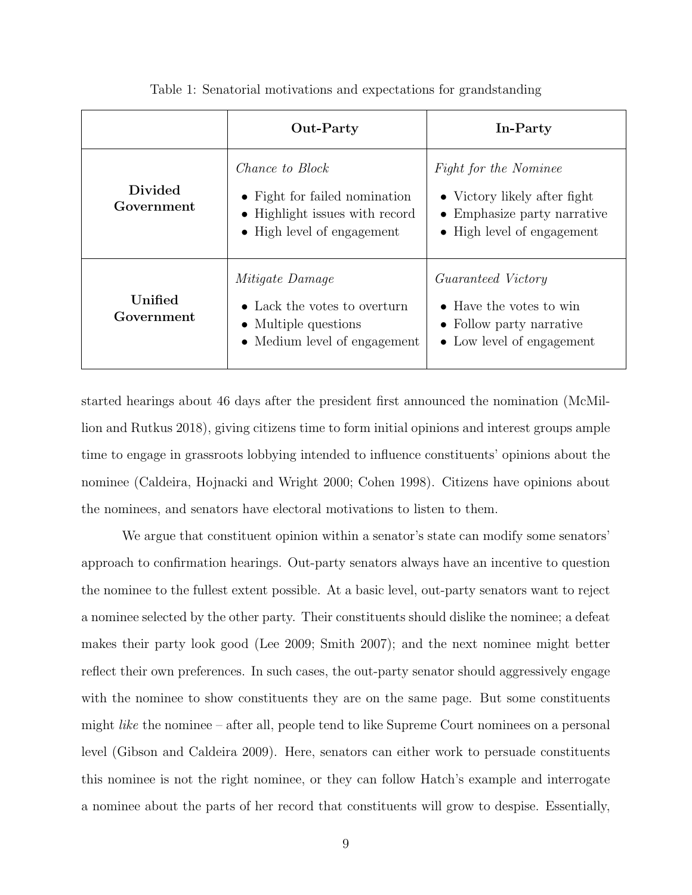Table 1: Senatorial motivations and expectations for grandstanding

| | **Out-Party** | **In-Party** |
|---|---|---|
| **Divided Government** | *Chance to Block*<br>• Fight for failed nomination<br>• Highlight issues with record<br>• High level of engagement | *Fight for the Nominee*<br>• Victory likely after fight<br>• Emphasize party narrative<br>• High level of engagement |
| **Unified Government** | *Mitigate Damage*<br>• Lack the votes to overturn<br>• Multiple questions<br>• Medium level of engagement | *Guaranteed Victory*<br>• Have the votes to win<br>• Follow party narrative<br>• Low level of engagement |

started hearings about 46 days after the president first announced the nomination (McMillion and Rutkus 2018), giving citizens time to form initial opinions and interest groups ample time to engage in grassroots lobbying intended to influence constituents' opinions about the nominee (Caldeira, Hojnacki and Wright 2000; Cohen 1998). Citizens have opinions about the nominees, and senators have electoral motivations to listen to them.

We argue that constituent opinion within a senator's state can modify some senators' approach to confirmation hearings. Out-party senators always have an incentive to question the nominee to the fullest extent possible. At a basic level, out-party senators want to reject a nominee selected by the other party. Their constituents should dislike the nominee; a defeat makes their party look good (Lee 2009; Smith 2007); and the next nominee might better reflect their own preferences. In such cases, the out-party senator should aggressively engage with the nominee to show constituents they are on the same page. But some constituents might *like* the nominee – after all, people tend to like Supreme Court nominees on a personal level (Gibson and Caldeira 2009). Here, senators can either work to persuade constituents this nominee is not the right nominee, or they can follow Hatch's example and interrogate a nominee about the parts of her record that constituents will grow to despise. Essentially,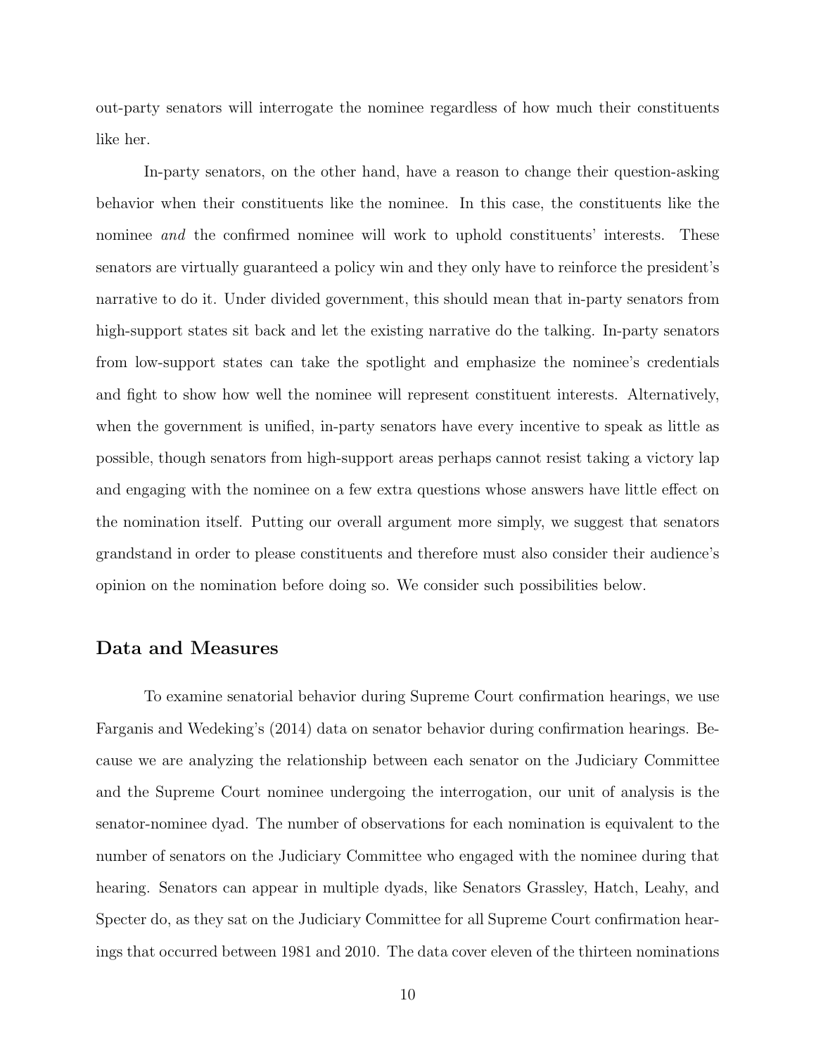out-party senators will interrogate the nominee regardless of how much their constituents like her.

In-party senators, on the other hand, have a reason to change their question-asking behavior when their constituents like the nominee. In this case, the constituents like the nominee *and* the confirmed nominee will work to uphold constituents' interests. These senators are virtually guaranteed a policy win and they only have to reinforce the president's narrative to do it. Under divided government, this should mean that in-party senators from high-support states sit back and let the existing narrative do the talking. In-party senators from low-support states can take the spotlight and emphasize the nominee's credentials and fight to show how well the nominee will represent constituent interests. Alternatively, when the government is unified, in-party senators have every incentive to speak as little as possible, though senators from high-support areas perhaps cannot resist taking a victory lap and engaging with the nominee on a few extra questions whose answers have little effect on the nomination itself. Putting our overall argument more simply, we suggest that senators grandstand in order to please constituents and therefore must also consider their audience's opinion on the nomination before doing so. We consider such possibilities below.

## Data and Measures

To examine senatorial behavior during Supreme Court confirmation hearings, we use Farganis and Wedeking's (2014) data on senator behavior during confirmation hearings. Because we are analyzing the relationship between each senator on the Judiciary Committee and the Supreme Court nominee undergoing the interrogation, our unit of analysis is the senator-nominee dyad. The number of observations for each nomination is equivalent to the number of senators on the Judiciary Committee who engaged with the nominee during that hearing. Senators can appear in multiple dyads, like Senators Grassley, Hatch, Leahy, and Specter do, as they sat on the Judiciary Committee for all Supreme Court confirmation hearings that occurred between 1981 and 2010. The data cover eleven of the thirteen nominations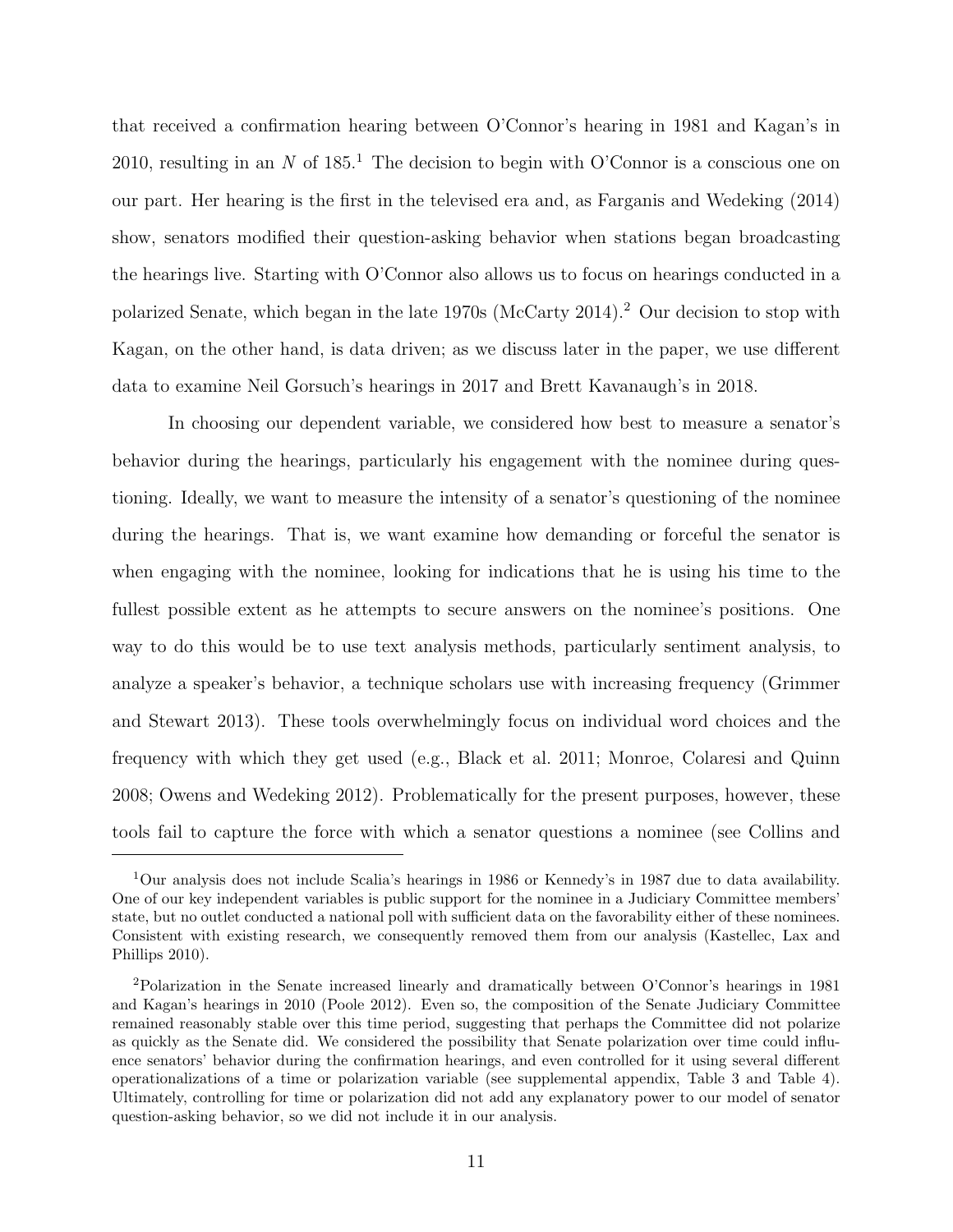that received a confirmation hearing between O'Connor's hearing in 1981 and Kagan's in 2010, resulting in an $N$ of 185.[1] The decision to begin with O'Connor is a conscious one on our part. Her hearing is the first in the televised era and, as Farganis and Wedeking (2014) show, senators modified their question-asking behavior when stations began broadcasting the hearings live. Starting with O'Connor also allows us to focus on hearings conducted in a polarized Senate, which began in the late 1970s (McCarty 2014).[2] Our decision to stop with Kagan, on the other hand, is data driven; as we discuss later in the paper, we use different data to examine Neil Gorsuch's hearings in 2017 and Brett Kavanaugh's in 2018.

In choosing our dependent variable, we considered how best to measure a senator's behavior during the hearings, particularly his engagement with the nominee during questioning. Ideally, we want to measure the intensity of a senator's questioning of the nominee during the hearings. That is, we want examine how demanding or forceful the senator is when engaging with the nominee, looking for indications that he is using his time to the fullest possible extent as he attempts to secure answers on the nominee's positions. One way to do this would be to use text analysis methods, particularly sentiment analysis, to analyze a speaker's behavior, a technique scholars use with increasing frequency (Grimmer and Stewart 2013). These tools overwhelmingly focus on individual word choices and the frequency with which they get used (e.g., Black et al. 2011; Monroe, Colaresi and Quinn 2008; Owens and Wedeking 2012). Problematically for the present purposes, however, these tools fail to capture the force with which a senator questions a nominee (see Collins and

[1] Our analysis does not include Scalia's hearings in 1986 or Kennedy's in 1987 due to data availability. One of our key independent variables is public support for the nominee in a Judiciary Committee members' state, but no outlet conducted a national poll with sufficient data on the favorability either of these nominees. Consistent with existing research, we consequently removed them from our analysis (Kastellec, Lax and Phillips 2010).

[2] Polarization in the Senate increased linearly and dramatically between O'Connor's hearings in 1981 and Kagan's hearings in 2010 (Poole 2012). Even so, the composition of the Senate Judiciary Committee remained reasonably stable over this time period, suggesting that perhaps the Committee did not polarize as quickly as the Senate did. We considered the possibility that Senate polarization over time could influence senators' behavior during the confirmation hearings, and even controlled for it using several different operationalizations of a time or polarization variable (see supplemental appendix, Table 3 and Table 4). Ultimately, controlling for time or polarization did not add any explanatory power to our model of senator question-asking behavior, so we did not include it in our analysis.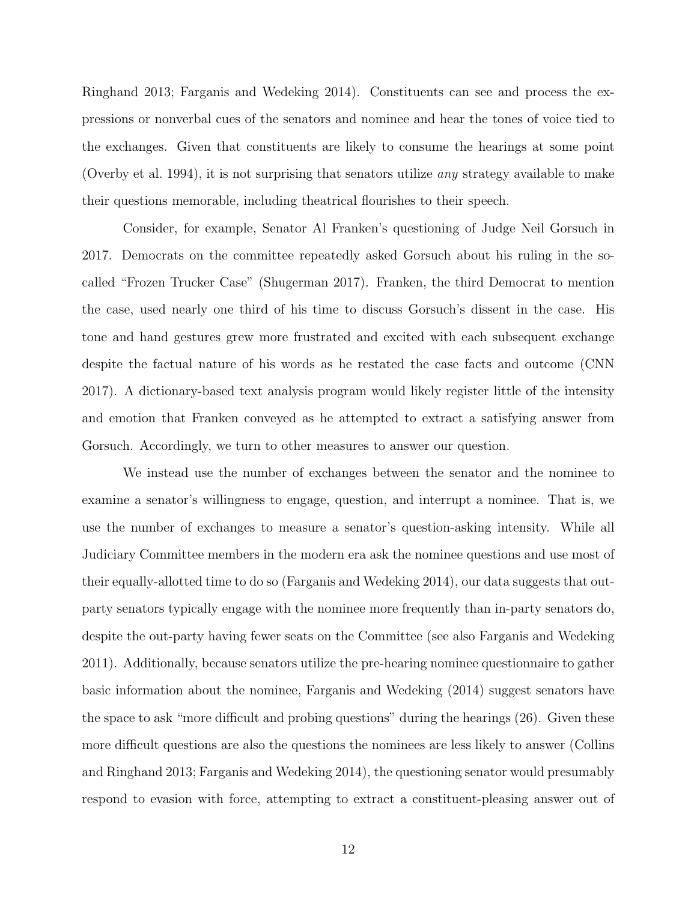Ringhand 2013; Farganis and Wedeking 2014). Constituents can see and process the expressions or nonverbal cues of the senators and nominee and hear the tones of voice tied to the exchanges. Given that constituents are likely to consume the hearings at some point (Overby et al. 1994), it is not surprising that senators utilize *any* strategy available to make their questions memorable, including theatrical flourishes to their speech.

Consider, for example, Senator Al Franken's questioning of Judge Neil Gorsuch in 2017. Democrats on the committee repeatedly asked Gorsuch about his ruling in the so-called "Frozen Trucker Case" (Shugerman 2017). Franken, the third Democrat to mention the case, used nearly one third of his time to discuss Gorsuch's dissent in the case. His tone and hand gestures grew more frustrated and excited with each subsequent exchange despite the factual nature of his words as he restated the case facts and outcome (CNN 2017). A dictionary-based text analysis program would likely register little of the intensity and emotion that Franken conveyed as he attempted to extract a satisfying answer from Gorsuch. Accordingly, we turn to other measures to answer our question.

We instead use the number of exchanges between the senator and the nominee to examine a senator's willingness to engage, question, and interrupt a nominee. That is, we use the number of exchanges to measure a senator's question-asking intensity. While all Judiciary Committee members in the modern era ask the nominee questions and use most of their equally-allotted time to do so (Farganis and Wedeking 2014), our data suggests that out-party senators typically engage with the nominee more frequently than in-party senators do, despite the out-party having fewer seats on the Committee (see also Farganis and Wedeking 2011). Additionally, because senators utilize the pre-hearing nominee questionnaire to gather basic information about the nominee, Farganis and Wedeking (2014) suggest senators have the space to ask "more difficult and probing questions" during the hearings (26). Given these more difficult questions are also the questions the nominees are less likely to answer (Collins and Ringhand 2013; Farganis and Wedeking 2014), the questioning senator would presumably respond to evasion with force, attempting to extract a constituent-pleasing answer out of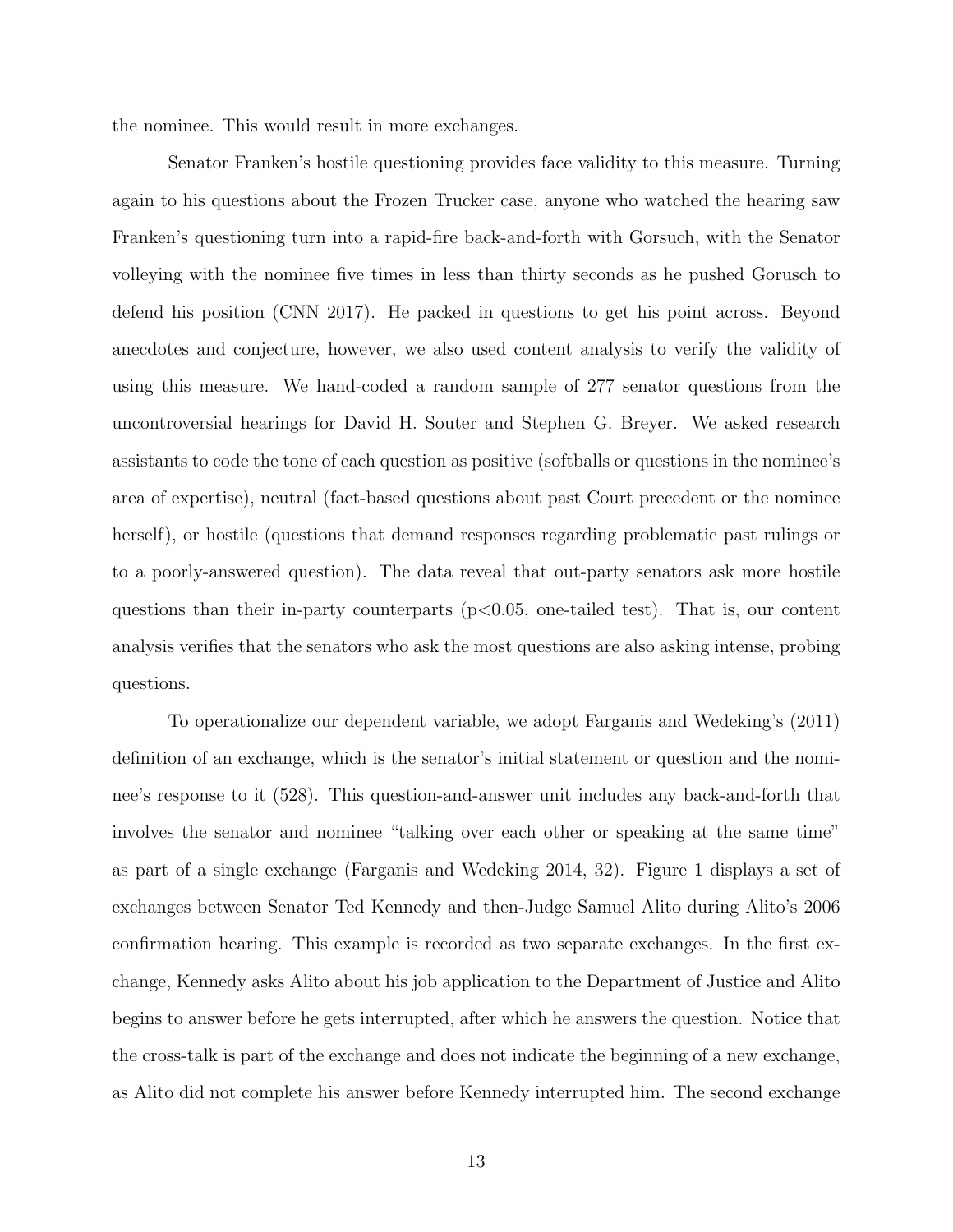the nominee. This would result in more exchanges.

Senator Franken's hostile questioning provides face validity to this measure. Turning again to his questions about the Frozen Trucker case, anyone who watched the hearing saw Franken's questioning turn into a rapid-fire back-and-forth with Gorsuch, with the Senator volleying with the nominee five times in less than thirty seconds as he pushed Gorusch to defend his position (CNN 2017). He packed in questions to get his point across. Beyond anecdotes and conjecture, however, we also used content analysis to verify the validity of using this measure. We hand-coded a random sample of 277 senator questions from the uncontroversial hearings for David H. Souter and Stephen G. Breyer. We asked research assistants to code the tone of each question as positive (softballs or questions in the nominee's area of expertise), neutral (fact-based questions about past Court precedent or the nominee herself), or hostile (questions that demand responses regarding problematic past rulings or to a poorly-answered question). The data reveal that out-party senators ask more hostile questions than their in-party counterparts ($p<0.05$, one-tailed test). That is, our content analysis verifies that the senators who ask the most questions are also asking intense, probing questions.

To operationalize our dependent variable, we adopt Farganis and Wedeking's (2011) definition of an exchange, which is the senator's initial statement or question and the nominee's response to it (528). This question-and-answer unit includes any back-and-forth that involves the senator and nominee "talking over each other or speaking at the same time" as part of a single exchange (Farganis and Wedeking 2014, 32). Figure 1 displays a set of exchanges between Senator Ted Kennedy and then-Judge Samuel Alito during Alito's 2006 confirmation hearing. This example is recorded as two separate exchanges. In the first exchange, Kennedy asks Alito about his job application to the Department of Justice and Alito begins to answer before he gets interrupted, after which he answers the question. Notice that the cross-talk is part of the exchange and does not indicate the beginning of a new exchange, as Alito did not complete his answer before Kennedy interrupted him. The second exchange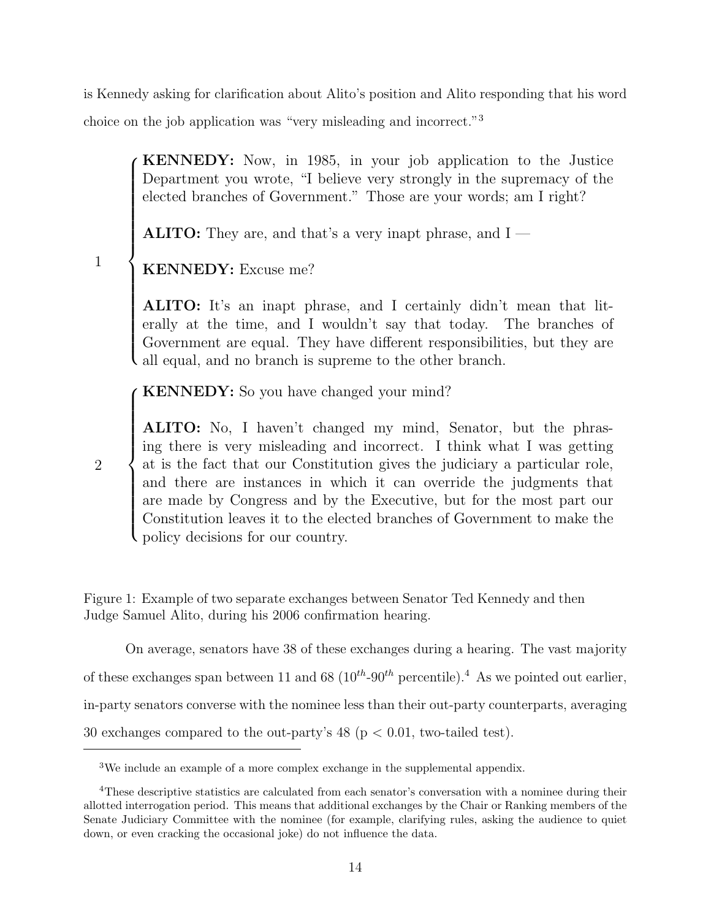is Kennedy asking for clarification about Alito's position and Alito responding that his word choice on the job application was "very misleading and incorrect."[3]

1

**KENNEDY:** Now, in 1985, in your job application to the Justice Department you wrote, "I believe very strongly in the supremacy of the elected branches of Government." Those are your words; am I right?

**ALITO:** They are, and that's a very inapt phrase, and I —

**KENNEDY:** Excuse me?

**ALITO:** It's an inapt phrase, and I certainly didn't mean that literally at the time, and I wouldn't say that today. The branches of Government are equal. They have different responsibilities, but they are all equal, and no branch is supreme to the other branch.

2

**KENNEDY:** So you have changed your mind?

**ALITO:** No, I haven't changed my mind, Senator, but the phrasing there is very misleading and incorrect. I think what I was getting at is the fact that our Constitution gives the judiciary a particular role, and there are instances in which it can override the judgments that are made by Congress and by the Executive, but for the most part our Constitution leaves it to the elected branches of Government to make the policy decisions for our country.

Figure 1: Example of two separate exchanges between Senator Ted Kennedy and then Judge Samuel Alito, during his 2006 confirmation hearing.

On average, senators have 38 of these exchanges during a hearing. The vast majority of these exchanges span between 11 and 68 ($10^{th}$-$90^{th}$ percentile).[4] As we pointed out earlier, in-party senators converse with the nominee less than their out-party counterparts, averaging 30 exchanges compared to the out-party's 48 ($p < 0.01$, two-tailed test).

[3] We include an example of a more complex exchange in the supplemental appendix.

[4] These descriptive statistics are calculated from each senator's conversation with a nominee during their allotted interrogation period. This means that additional exchanges by the Chair or Ranking members of the Senate Judiciary Committee with the nominee (for example, clarifying rules, asking the audience to quiet down, or even cracking the occasional joke) do not influence the data.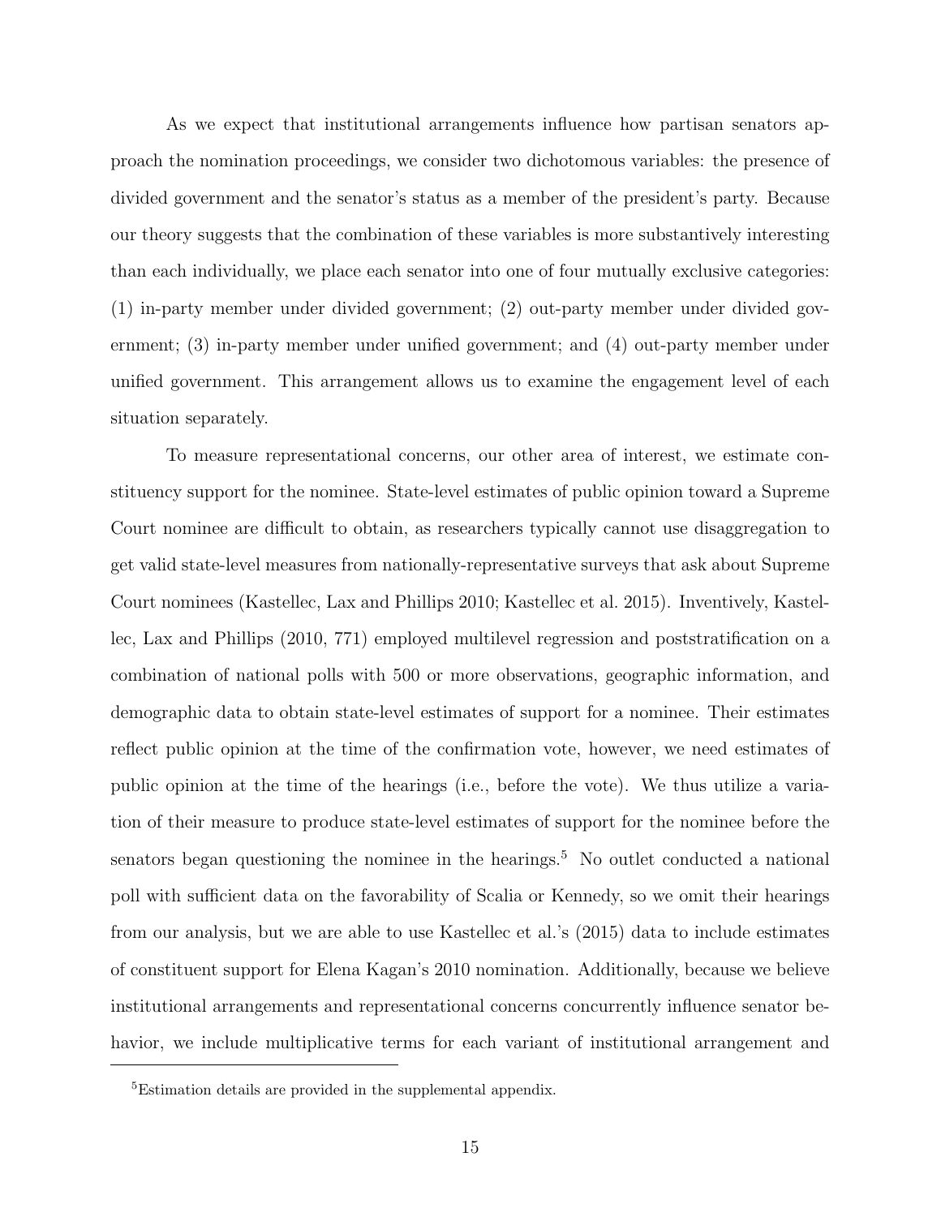As we expect that institutional arrangements influence how partisan senators approach the nomination proceedings, we consider two dichotomous variables: the presence of divided government and the senator's status as a member of the president's party. Because our theory suggests that the combination of these variables is more substantively interesting than each individually, we place each senator into one of four mutually exclusive categories: (1) in-party member under divided government; (2) out-party member under divided government; (3) in-party member under unified government; and (4) out-party member under unified government. This arrangement allows us to examine the engagement level of each situation separately.

To measure representational concerns, our other area of interest, we estimate constituency support for the nominee. State-level estimates of public opinion toward a Supreme Court nominee are difficult to obtain, as researchers typically cannot use disaggregation to get valid state-level measures from nationally-representative surveys that ask about Supreme Court nominees (Kastellec, Lax and Phillips 2010; Kastellec et al. 2015). Inventively, Kastellec, Lax and Phillips (2010, 771) employed multilevel regression and poststratification on a combination of national polls with 500 or more observations, geographic information, and demographic data to obtain state-level estimates of support for a nominee. Their estimates reflect public opinion at the time of the confirmation vote, however, we need estimates of public opinion at the time of the hearings (i.e., before the vote). We thus utilize a variation of their measure to produce state-level estimates of support for the nominee before the senators began questioning the nominee in the hearings.[5] No outlet conducted a national poll with sufficient data on the favorability of Scalia or Kennedy, so we omit their hearings from our analysis, but we are able to use Kastellec et al.'s (2015) data to include estimates of constituent support for Elena Kagan's 2010 nomination. Additionally, because we believe institutional arrangements and representational concerns concurrently influence senator behavior, we include multiplicative terms for each variant of institutional arrangement and

[5] Estimation details are provided in the supplemental appendix.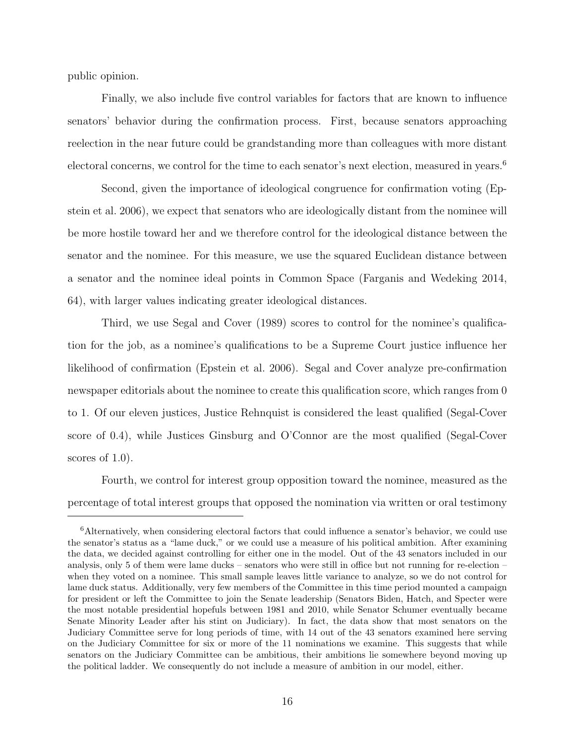public opinion.

Finally, we also include five control variables for factors that are known to influence senators' behavior during the confirmation process. First, because senators approaching reelection in the near future could be grandstanding more than colleagues with more distant electoral concerns, we control for the time to each senator's next election, measured in years.[6]

Second, given the importance of ideological congruence for confirmation voting (Epstein et al. 2006), we expect that senators who are ideologically distant from the nominee will be more hostile toward her and we therefore control for the ideological distance between the senator and the nominee. For this measure, we use the squared Euclidean distance between a senator and the nominee ideal points in Common Space (Farganis and Wedeking 2014, 64), with larger values indicating greater ideological distances.

Third, we use Segal and Cover (1989) scores to control for the nominee's qualification for the job, as a nominee's qualifications to be a Supreme Court justice influence her likelihood of confirmation (Epstein et al. 2006). Segal and Cover analyze pre-confirmation newspaper editorials about the nominee to create this qualification score, which ranges from 0 to 1. Of our eleven justices, Justice Rehnquist is considered the least qualified (Segal-Cover score of 0.4), while Justices Ginsburg and O'Connor are the most qualified (Segal-Cover scores of 1.0).

Fourth, we control for interest group opposition toward the nominee, measured as the percentage of total interest groups that opposed the nomination via written or oral testimony

[6] Alternatively, when considering electoral factors that could influence a senator's behavior, we could use the senator's status as a "lame duck," or we could use a measure of his political ambition. After examining the data, we decided against controlling for either one in the model. Out of the 43 senators included in our analysis, only 5 of them were lame ducks – senators who were still in office but not running for re-election – when they voted on a nominee. This small sample leaves little variance to analyze, so we do not control for lame duck status. Additionally, very few members of the Committee in this time period mounted a campaign for president or left the Committee to join the Senate leadership (Senators Biden, Hatch, and Specter were the most notable presidential hopefuls between 1981 and 2010, while Senator Schumer eventually became Senate Minority Leader after his stint on Judiciary). In fact, the data show that most senators on the Judiciary Committee serve for long periods of time, with 14 out of the 43 senators examined here serving on the Judiciary Committee for six or more of the 11 nominations we examine. This suggests that while senators on the Judiciary Committee can be ambitious, their ambitions lie somewhere beyond moving up the political ladder. We consequently do not include a measure of ambition in our model, either.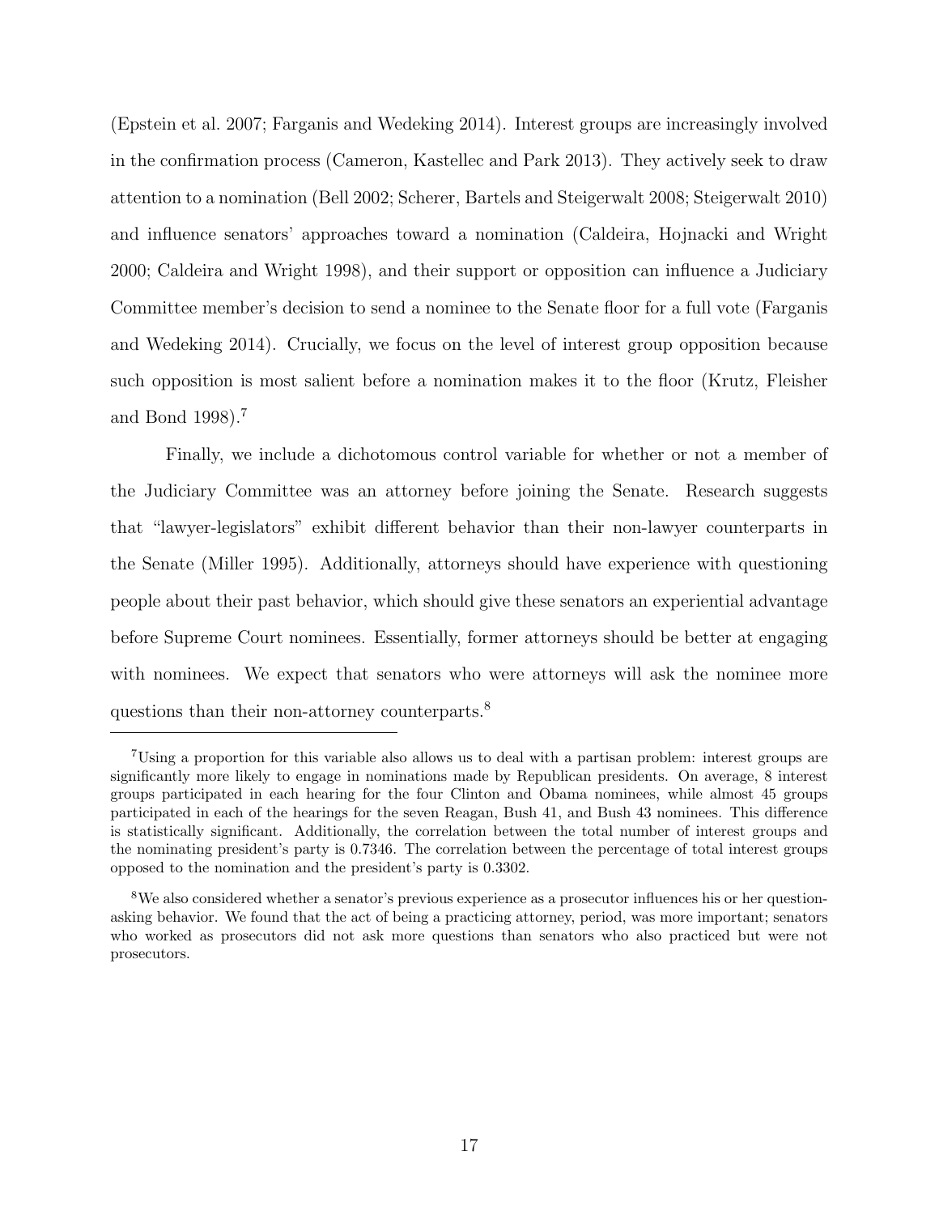(Epstein et al. 2007; Farganis and Wedeking 2014). Interest groups are increasingly involved in the confirmation process (Cameron, Kastellec and Park 2013). They actively seek to draw attention to a nomination (Bell 2002; Scherer, Bartels and Steigerwalt 2008; Steigerwalt 2010) and influence senators' approaches toward a nomination (Caldeira, Hojnacki and Wright 2000; Caldeira and Wright 1998), and their support or opposition can influence a Judiciary Committee member's decision to send a nominee to the Senate floor for a full vote (Farganis and Wedeking 2014). Crucially, we focus on the level of interest group opposition because such opposition is most salient before a nomination makes it to the floor (Krutz, Fleisher and Bond 1998).[7]

Finally, we include a dichotomous control variable for whether or not a member of the Judiciary Committee was an attorney before joining the Senate. Research suggests that "lawyer-legislators" exhibit different behavior than their non-lawyer counterparts in the Senate (Miller 1995). Additionally, attorneys should have experience with questioning people about their past behavior, which should give these senators an experiential advantage before Supreme Court nominees. Essentially, former attorneys should be better at engaging with nominees. We expect that senators who were attorneys will ask the nominee more questions than their non-attorney counterparts.[8]

---

[7] Using a proportion for this variable also allows us to deal with a partisan problem: interest groups are significantly more likely to engage in nominations made by Republican presidents. On average, 8 interest groups participated in each hearing for the four Clinton and Obama nominees, while almost 45 groups participated in each of the hearings for the seven Reagan, Bush 41, and Bush 43 nominees. This difference is statistically significant. Additionally, the correlation between the total number of interest groups and the nominating president's party is 0.7346. The correlation between the percentage of total interest groups opposed to the nomination and the president's party is 0.3302.

[8] We also considered whether a senator's previous experience as a prosecutor influences his or her question-asking behavior. We found that the act of being a practicing attorney, period, was more important; senators who worked as prosecutors did not ask more questions than senators who also practiced but were not prosecutors.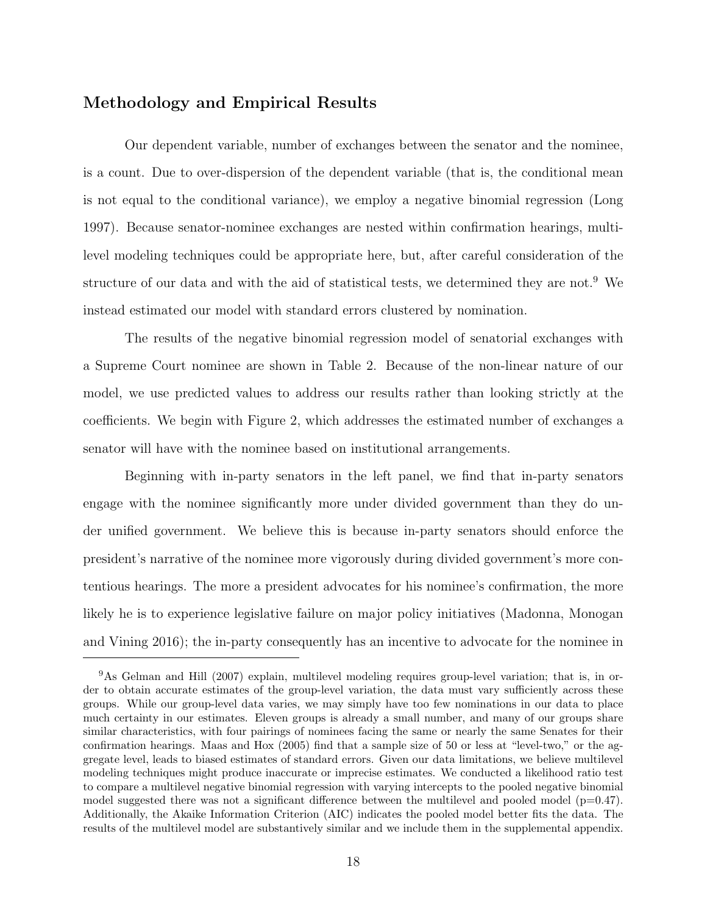## Methodology and Empirical Results

Our dependent variable, number of exchanges between the senator and the nominee, is a count. Due to over-dispersion of the dependent variable (that is, the conditional mean is not equal to the conditional variance), we employ a negative binomial regression (Long 1997). Because senator-nominee exchanges are nested within confirmation hearings, multilevel modeling techniques could be appropriate here, but, after careful consideration of the structure of our data and with the aid of statistical tests, we determined they are not.[9] We instead estimated our model with standard errors clustered by nomination.

The results of the negative binomial regression model of senatorial exchanges with a Supreme Court nominee are shown in Table 2. Because of the non-linear nature of our model, we use predicted values to address our results rather than looking strictly at the coefficients. We begin with Figure 2, which addresses the estimated number of exchanges a senator will have with the nominee based on institutional arrangements.

Beginning with in-party senators in the left panel, we find that in-party senators engage with the nominee significantly more under divided government than they do under unified government. We believe this is because in-party senators should enforce the president's narrative of the nominee more vigorously during divided government's more contentious hearings. The more a president advocates for his nominee's confirmation, the more likely he is to experience legislative failure on major policy initiatives (Madonna, Monogan and Vining 2016); the in-party consequently has an incentive to advocate for the nominee in

[9] As Gelman and Hill (2007) explain, multilevel modeling requires group-level variation; that is, in order to obtain accurate estimates of the group-level variation, the data must vary sufficiently across these groups. While our group-level data varies, we may simply have too few nominations in our data to place much certainty in our estimates. Eleven groups is already a small number, and many of our groups share similar characteristics, with four pairings of nominees facing the same or nearly the same Senates for their confirmation hearings. Maas and Hox (2005) find that a sample size of 50 or less at "level-two," or the aggregate level, leads to biased estimates of standard errors. Given our data limitations, we believe multilevel modeling techniques might produce inaccurate or imprecise estimates. We conducted a likelihood ratio test to compare a multilevel negative binomial regression with varying intercepts to the pooled negative binomial model suggested there was not a significant difference between the multilevel and pooled model ($p=0.47$). Additionally, the Akaike Information Criterion (AIC) indicates the pooled model better fits the data. The results of the multilevel model are substantively similar and we include them in the supplemental appendix.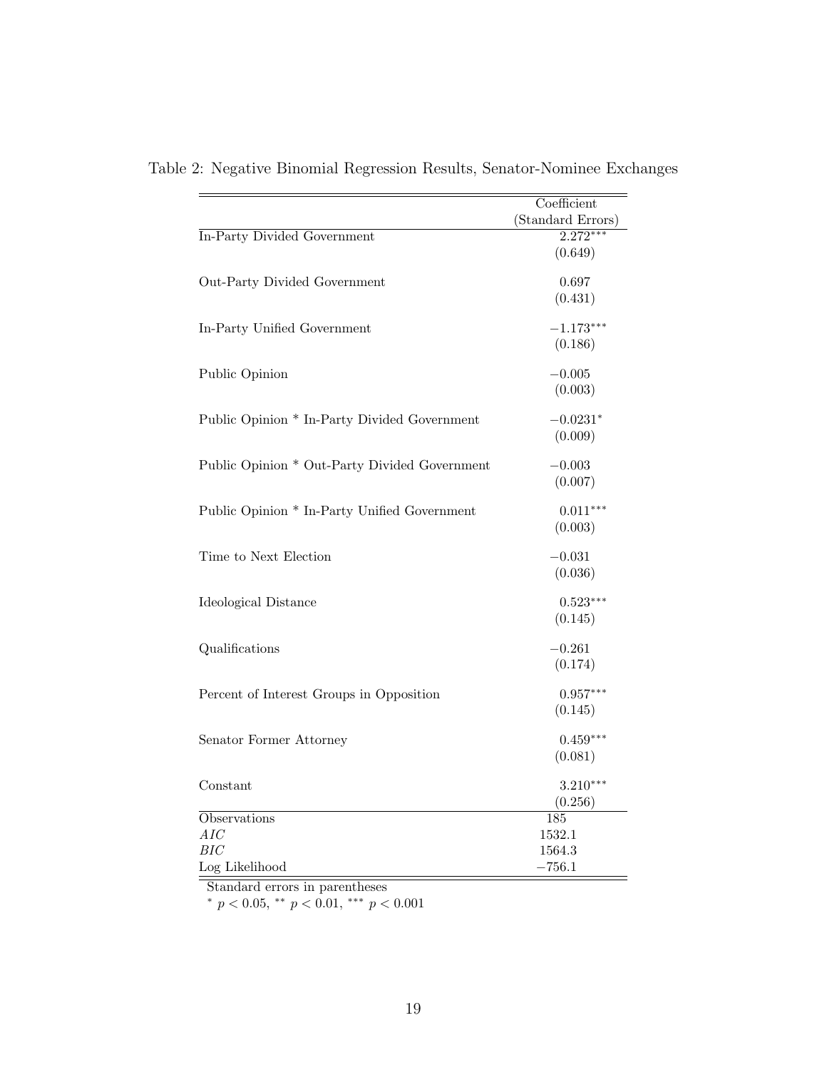Table 2: Negative Binomial Regression Results, Senator-Nominee Exchanges

| | Coefficient (Standard Errors) |
|---|---|
| In-Party Divided Government | $2.272^{***}$ |
| | (0.649) |
| Out-Party Divided Government | 0.697 |
| | (0.431) |
| In-Party Unified Government | $-1.173^{***}$ |
| | (0.186) |
| Public Opinion | $-0.005$ |
| | (0.003) |
| Public Opinion * In-Party Divided Government | $-0.0231^{*}$ |
| | (0.009) |
| Public Opinion * Out-Party Divided Government | $-0.003$ |
| | (0.007) |
| Public Opinion * In-Party Unified Government | $0.011^{***}$ |
| | (0.003) |
| Time to Next Election | $-0.031$ |
| | (0.036) |
| Ideological Distance | $0.523^{***}$ |
| | (0.145) |
| Qualifications | $-0.261$ |
| | (0.174) |
| Percent of Interest Groups in Opposition | $0.957^{***}$ |
| | (0.145) |
| Senator Former Attorney | $0.459^{***}$ |
| | (0.081) |
| Constant | $3.210^{***}$ |
| | (0.256) |
| Observations | 185 |
| *AIC* | 1532.1 |
| *BIC* | 1564.3 |
| Log Likelihood | $-756.1$ |

Standard errors in parentheses

$^{*}$ $p < 0.05$, $^{**}$ $p < 0.01$, $^{***}$ $p < 0.001$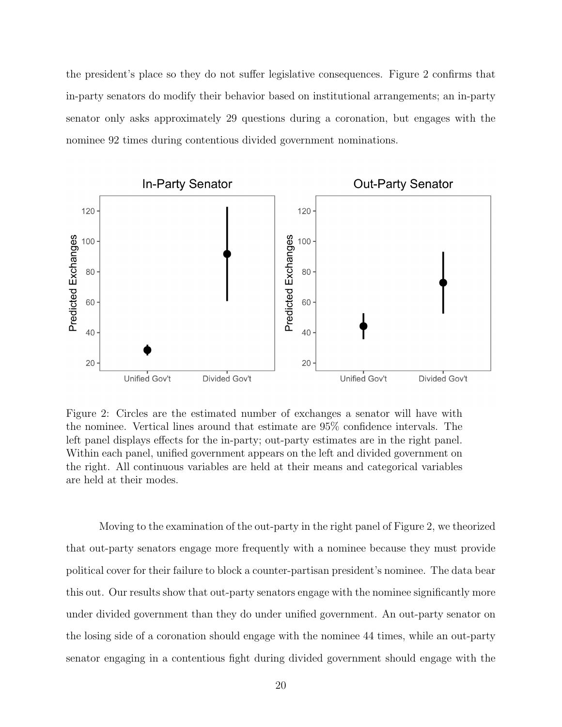the president's place so they do not suffer legislative consequences. Figure 2 confirms that in-party senators do modify their behavior based on institutional arrangements; an in-party senator only asks approximately 29 questions during a coronation, but engages with the nominee 92 times during contentious divided government nominations.

Figure 2: Circles are the estimated number of exchanges a senator will have with the nominee. Vertical lines around that estimate are 95% confidence intervals. The left panel displays effects for the in-party; out-party estimates are in the right panel. Within each panel, unified government appears on the left and divided government on the right. All continuous variables are held at their means and categorical variables are held at their modes.

Moving to the examination of the out-party in the right panel of Figure 2, we theorized that out-party senators engage more frequently with a nominee because they must provide political cover for their failure to block a counter-partisan president's nominee. The data bear this out. Our results show that out-party senators engage with the nominee significantly more under divided government than they do under unified government. An out-party senator on the losing side of a coronation should engage with the nominee 44 times, while an out-party senator engaging in a contentious fight during divided government should engage with the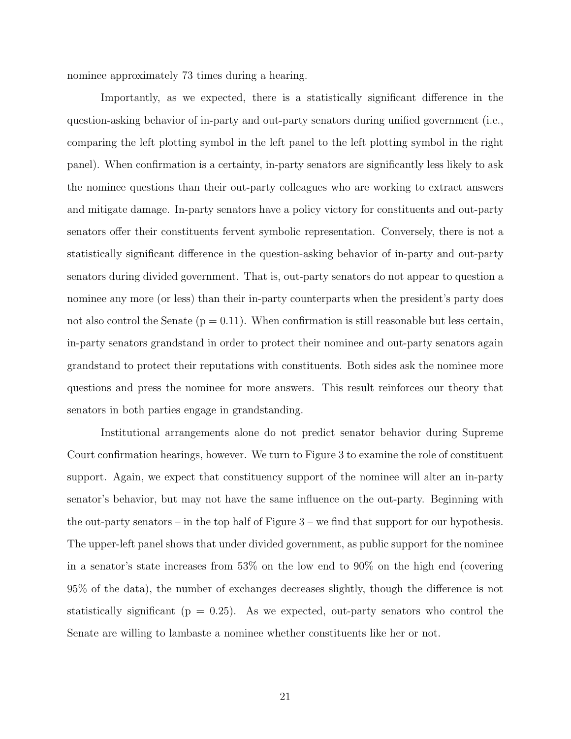nominee approximately 73 times during a hearing.

Importantly, as we expected, there is a statistically significant difference in the question-asking behavior of in-party and out-party senators during unified government (i.e., comparing the left plotting symbol in the left panel to the left plotting symbol in the right panel). When confirmation is a certainty, in-party senators are significantly less likely to ask the nominee questions than their out-party colleagues who are working to extract answers and mitigate damage. In-party senators have a policy victory for constituents and out-party senators offer their constituents fervent symbolic representation. Conversely, there is not a statistically significant difference in the question-asking behavior of in-party and out-party senators during divided government. That is, out-party senators do not appear to question a nominee any more (or less) than their in-party counterparts when the president's party does not also control the Senate ($p = 0.11$). When confirmation is still reasonable but less certain, in-party senators grandstand in order to protect their nominee and out-party senators again grandstand to protect their reputations with constituents. Both sides ask the nominee more questions and press the nominee for more answers. This result reinforces our theory that senators in both parties engage in grandstanding.

Institutional arrangements alone do not predict senator behavior during Supreme Court confirmation hearings, however. We turn to Figure 3 to examine the role of constituent support. Again, we expect that constituency support of the nominee will alter an in-party senator's behavior, but may not have the same influence on the out-party. Beginning with the out-party senators – in the top half of Figure 3 – we find that support for our hypothesis. The upper-left panel shows that under divided government, as public support for the nominee in a senator's state increases from 53% on the low end to 90% on the high end (covering 95% of the data), the number of exchanges decreases slightly, though the difference is not statistically significant ($p = 0.25$). As we expected, out-party senators who control the Senate are willing to lambaste a nominee whether constituents like her or not.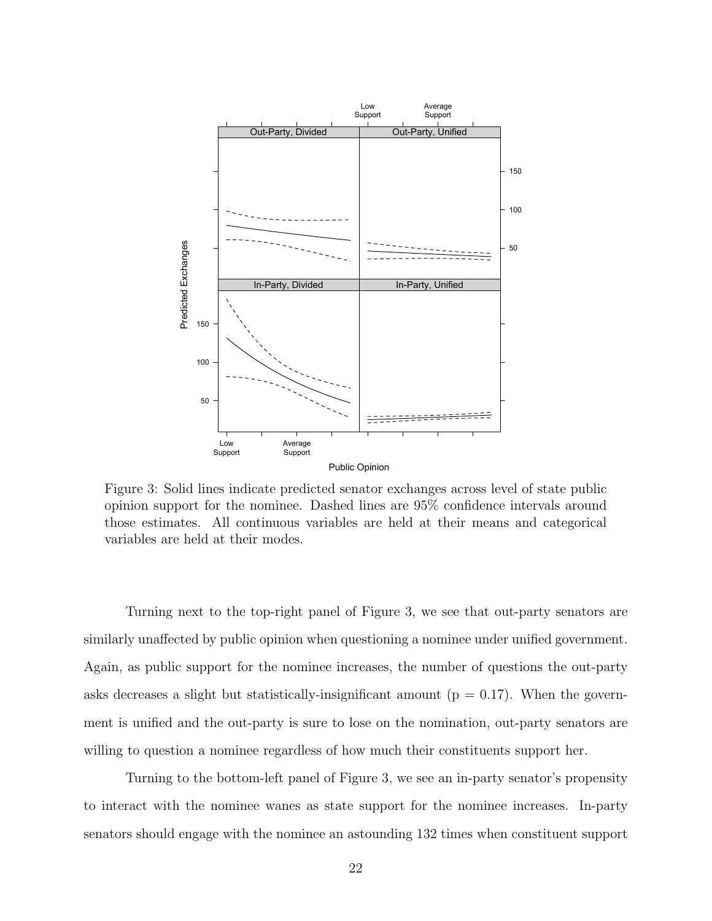Figure 3: Solid lines indicate predicted senator exchanges across level of state public opinion support for the nominee. Dashed lines are 95% confidence intervals around those estimates. All continuous variables are held at their means and categorical variables are held at their modes.

Turning next to the top-right panel of Figure 3, we see that out-party senators are similarly unaffected by public opinion when questioning a nominee under unified government. Again, as public support for the nominee increases, the number of questions the out-party asks decreases a slight but statistically-insignificant amount ($p = 0.17$). When the government is unified and the out-party is sure to lose on the nomination, out-party senators are willing to question a nominee regardless of how much their constituents support her.

Turning to the bottom-left panel of Figure 3, we see an in-party senator's propensity to interact with the nominee wanes as state support for the nominee increases. In-party senators should engage with the nominee an astounding 132 times when constituent support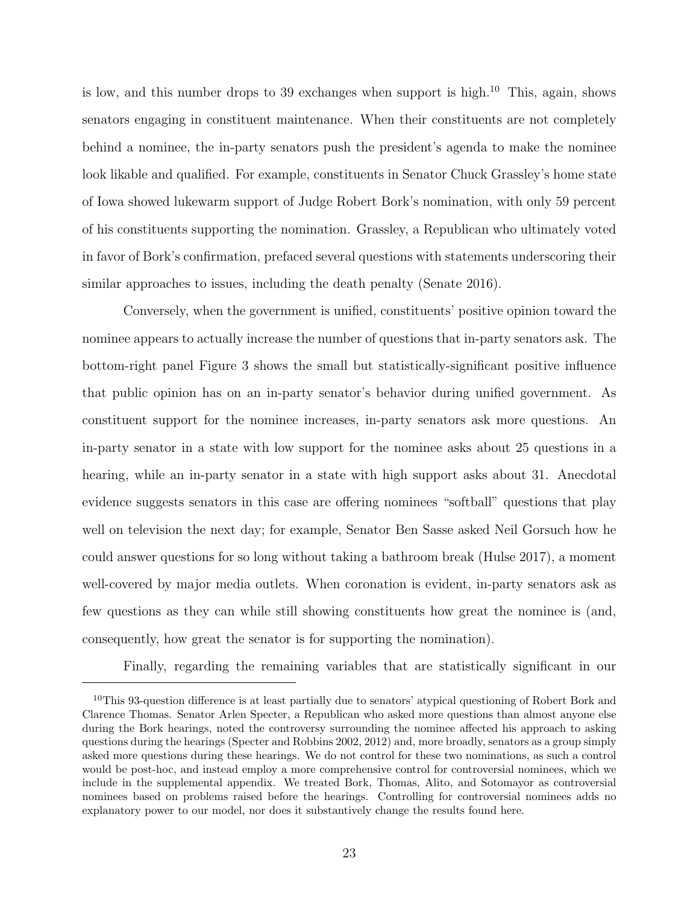is low, and this number drops to 39 exchanges when support is high.[10] This, again, shows senators engaging in constituent maintenance. When their constituents are not completely behind a nominee, the in-party senators push the president's agenda to make the nominee look likable and qualified. For example, constituents in Senator Chuck Grassley's home state of Iowa showed lukewarm support of Judge Robert Bork's nomination, with only 59 percent of his constituents supporting the nomination. Grassley, a Republican who ultimately voted in favor of Bork's confirmation, prefaced several questions with statements underscoring their similar approaches to issues, including the death penalty (Senate 2016).

Conversely, when the government is unified, constituents' positive opinion toward the nominee appears to actually increase the number of questions that in-party senators ask. The bottom-right panel Figure 3 shows the small but statistically-significant positive influence that public opinion has on an in-party senator's behavior during unified government. As constituent support for the nominee increases, in-party senators ask more questions. An in-party senator in a state with low support for the nominee asks about 25 questions in a hearing, while an in-party senator in a state with high support asks about 31. Anecdotal evidence suggests senators in this case are offering nominees "softball" questions that play well on television the next day; for example, Senator Ben Sasse asked Neil Gorsuch how he could answer questions for so long without taking a bathroom break (Hulse 2017), a moment well-covered by major media outlets. When coronation is evident, in-party senators ask as few questions as they can while still showing constituents how great the nominee is (and, consequently, how great the senator is for supporting the nomination).

Finally, regarding the remaining variables that are statistically significant in our

[10] This 93-question difference is at least partially due to senators' atypical questioning of Robert Bork and Clarence Thomas. Senator Arlen Specter, a Republican who asked more questions than almost anyone else during the Bork hearings, noted the controversy surrounding the nominee affected his approach to asking questions during the hearings (Specter and Robbins 2002, 2012) and, more broadly, senators as a group simply asked more questions during these hearings. We do not control for these two nominations, as such a control would be post-hoc, and instead employ a more comprehensive control for controversial nominees, which we include in the supplemental appendix. We treated Bork, Thomas, Alito, and Sotomayor as controversial nominees based on problems raised before the hearings. Controlling for controversial nominees adds no explanatory power to our model, nor does it substantively change the results found here.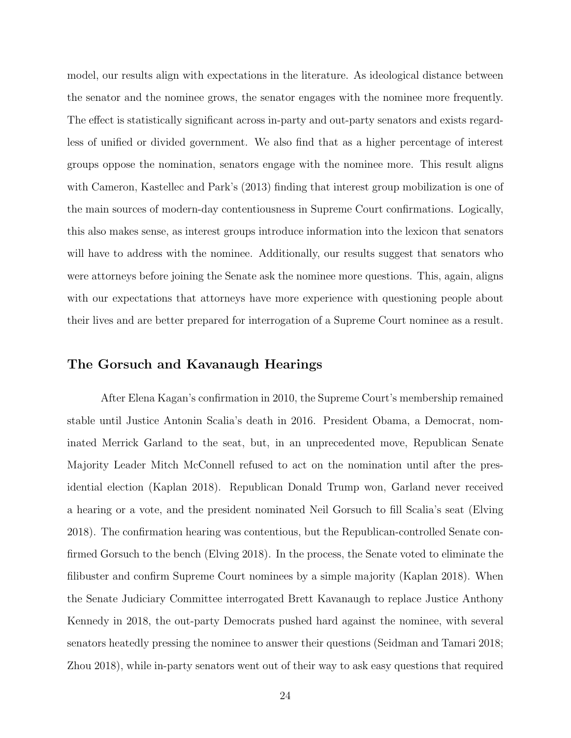model, our results align with expectations in the literature. As ideological distance between the senator and the nominee grows, the senator engages with the nominee more frequently. The effect is statistically significant across in-party and out-party senators and exists regardless of unified or divided government. We also find that as a higher percentage of interest groups oppose the nomination, senators engage with the nominee more. This result aligns with Cameron, Kastellec and Park's (2013) finding that interest group mobilization is one of the main sources of modern-day contentiousness in Supreme Court confirmations. Logically, this also makes sense, as interest groups introduce information into the lexicon that senators will have to address with the nominee. Additionally, our results suggest that senators who were attorneys before joining the Senate ask the nominee more questions. This, again, aligns with our expectations that attorneys have more experience with questioning people about their lives and are better prepared for interrogation of a Supreme Court nominee as a result.

## The Gorsuch and Kavanaugh Hearings

After Elena Kagan's confirmation in 2010, the Supreme Court's membership remained stable until Justice Antonin Scalia's death in 2016. President Obama, a Democrat, nominated Merrick Garland to the seat, but, in an unprecedented move, Republican Senate Majority Leader Mitch McConnell refused to act on the nomination until after the presidential election (Kaplan 2018). Republican Donald Trump won, Garland never received a hearing or a vote, and the president nominated Neil Gorsuch to fill Scalia's seat (Elving 2018). The confirmation hearing was contentious, but the Republican-controlled Senate confirmed Gorsuch to the bench (Elving 2018). In the process, the Senate voted to eliminate the filibuster and confirm Supreme Court nominees by a simple majority (Kaplan 2018). When the Senate Judiciary Committee interrogated Brett Kavanaugh to replace Justice Anthony Kennedy in 2018, the out-party Democrats pushed hard against the nominee, with several senators heatedly pressing the nominee to answer their questions (Seidman and Tamari 2018; Zhou 2018), while in-party senators went out of their way to ask easy questions that required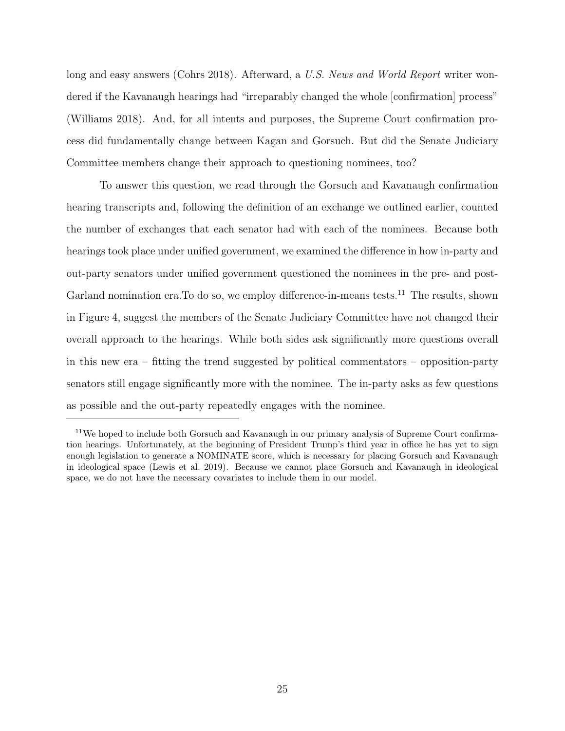long and easy answers (Cohrs 2018). Afterward, a *U.S. News and World Report* writer wondered if the Kavanaugh hearings had "irreparably changed the whole [confirmation] process" (Williams 2018). And, for all intents and purposes, the Supreme Court confirmation process did fundamentally change between Kagan and Gorsuch. But did the Senate Judiciary Committee members change their approach to questioning nominees, too?

To answer this question, we read through the Gorsuch and Kavanaugh confirmation hearing transcripts and, following the definition of an exchange we outlined earlier, counted the number of exchanges that each senator had with each of the nominees. Because both hearings took place under unified government, we examined the difference in how in-party and out-party senators under unified government questioned the nominees in the pre- and post-Garland nomination era.To do so, we employ difference-in-means tests.[11] The results, shown in Figure 4, suggest the members of the Senate Judiciary Committee have not changed their overall approach to the hearings. While both sides ask significantly more questions overall in this new era – fitting the trend suggested by political commentators – opposition-party senators still engage significantly more with the nominee. The in-party asks as few questions as possible and the out-party repeatedly engages with the nominee.

[11] We hoped to include both Gorsuch and Kavanaugh in our primary analysis of Supreme Court confirmation hearings. Unfortunately, at the beginning of President Trump's third year in office he has yet to sign enough legislation to generate a NOMINATE score, which is necessary for placing Gorsuch and Kavanaugh in ideological space (Lewis et al. 2019). Because we cannot place Gorsuch and Kavanaugh in ideological space, we do not have the necessary covariates to include them in our model.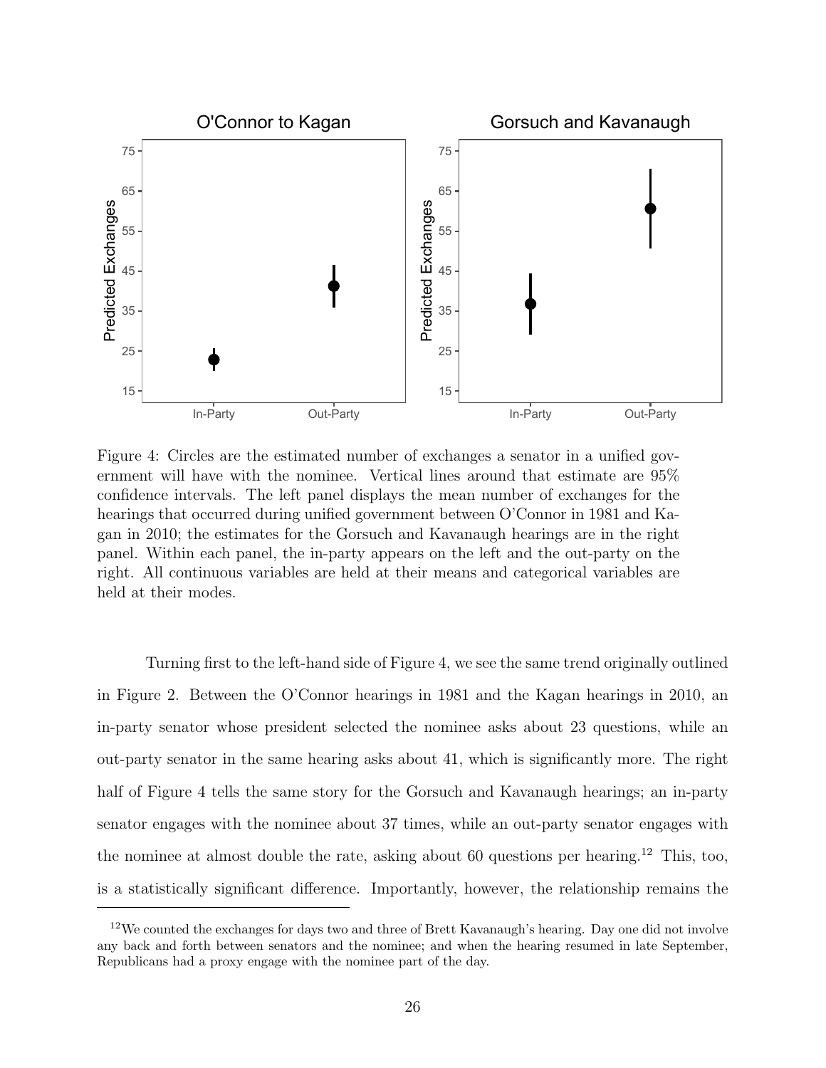Figure 4: Circles are the estimated number of exchanges a senator in a unified government will have with the nominee. Vertical lines around that estimate are 95% confidence intervals. The left panel displays the mean number of exchanges for the hearings that occurred during unified government between O'Connor in 1981 and Kagan in 2010; the estimates for the Gorsuch and Kavanaugh hearings are in the right panel. Within each panel, the in-party appears on the left and the out-party on the right. All continuous variables are held at their means and categorical variables are held at their modes.

Turning first to the left-hand side of Figure 4, we see the same trend originally outlined in Figure 2. Between the O'Connor hearings in 1981 and the Kagan hearings in 2010, an in-party senator whose president selected the nominee asks about 23 questions, while an out-party senator in the same hearing asks about 41, which is significantly more. The right half of Figure 4 tells the same story for the Gorsuch and Kavanaugh hearings; an in-party senator engages with the nominee about 37 times, while an out-party senator engages with the nominee at almost double the rate, asking about 60 questions per hearing.[12] This, too, is a statistically significant difference. Importantly, however, the relationship remains the

[12] We counted the exchanges for days two and three of Brett Kavanaugh's hearing. Day one did not involve any back and forth between senators and the nominee; and when the hearing resumed in late September, Republicans had a proxy engage with the nominee part of the day.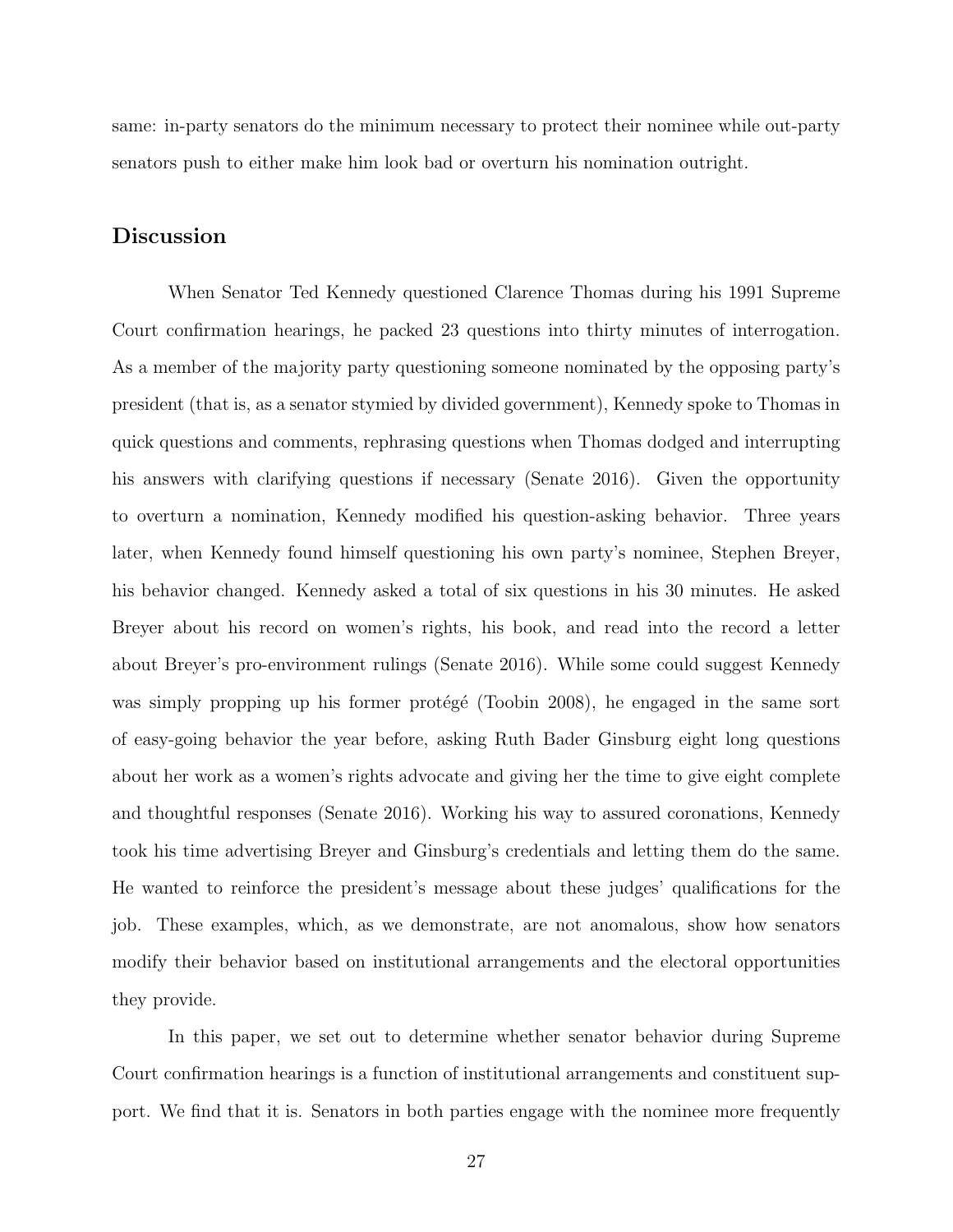same: in-party senators do the minimum necessary to protect their nominee while out-party senators push to either make him look bad or overturn his nomination outright.

## Discussion

When Senator Ted Kennedy questioned Clarence Thomas during his 1991 Supreme Court confirmation hearings, he packed 23 questions into thirty minutes of interrogation. As a member of the majority party questioning someone nominated by the opposing party's president (that is, as a senator stymied by divided government), Kennedy spoke to Thomas in quick questions and comments, rephrasing questions when Thomas dodged and interrupting his answers with clarifying questions if necessary (Senate 2016). Given the opportunity to overturn a nomination, Kennedy modified his question-asking behavior. Three years later, when Kennedy found himself questioning his own party's nominee, Stephen Breyer, his behavior changed. Kennedy asked a total of six questions in his 30 minutes. He asked Breyer about his record on women's rights, his book, and read into the record a letter about Breyer's pro-environment rulings (Senate 2016). While some could suggest Kennedy was simply propping up his former protégé (Toobin 2008), he engaged in the same sort of easy-going behavior the year before, asking Ruth Bader Ginsburg eight long questions about her work as a women's rights advocate and giving her the time to give eight complete and thoughtful responses (Senate 2016). Working his way to assured coronations, Kennedy took his time advertising Breyer and Ginsburg's credentials and letting them do the same. He wanted to reinforce the president's message about these judges' qualifications for the job. These examples, which, as we demonstrate, are not anomalous, show how senators modify their behavior based on institutional arrangements and the electoral opportunities they provide.

In this paper, we set out to determine whether senator behavior during Supreme Court confirmation hearings is a function of institutional arrangements and constituent support. We find that it is. Senators in both parties engage with the nominee more frequently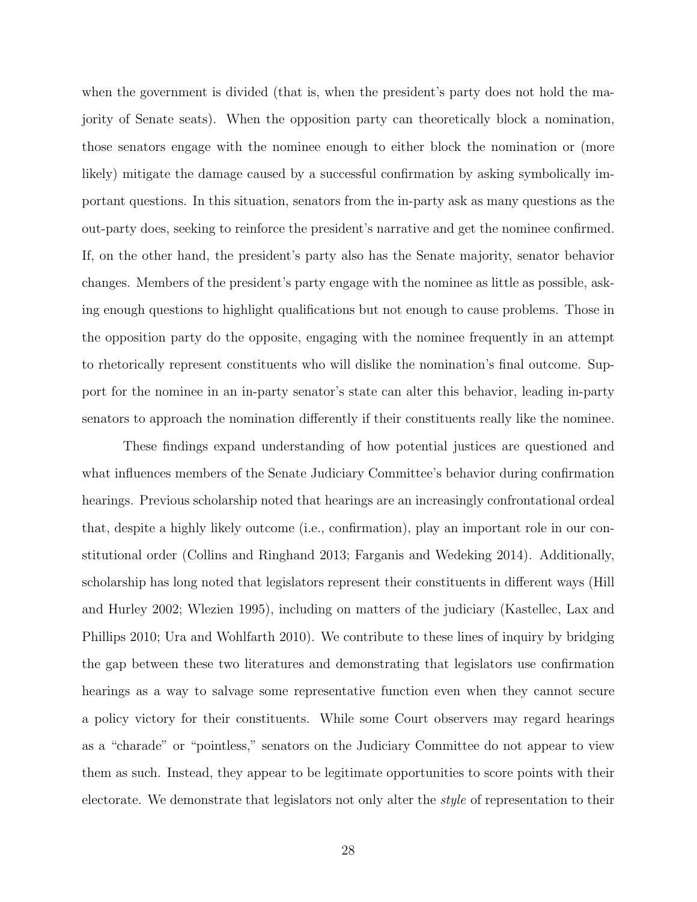when the government is divided (that is, when the president's party does not hold the majority of Senate seats). When the opposition party can theoretically block a nomination, those senators engage with the nominee enough to either block the nomination or (more likely) mitigate the damage caused by a successful confirmation by asking symbolically important questions. In this situation, senators from the in-party ask as many questions as the out-party does, seeking to reinforce the president's narrative and get the nominee confirmed. If, on the other hand, the president's party also has the Senate majority, senator behavior changes. Members of the president's party engage with the nominee as little as possible, asking enough questions to highlight qualifications but not enough to cause problems. Those in the opposition party do the opposite, engaging with the nominee frequently in an attempt to rhetorically represent constituents who will dislike the nomination's final outcome. Support for the nominee in an in-party senator's state can alter this behavior, leading in-party senators to approach the nomination differently if their constituents really like the nominee.

These findings expand understanding of how potential justices are questioned and what influences members of the Senate Judiciary Committee's behavior during confirmation hearings. Previous scholarship noted that hearings are an increasingly confrontational ordeal that, despite a highly likely outcome (i.e., confirmation), play an important role in our constitutional order (Collins and Ringhand 2013; Farganis and Wedeking 2014). Additionally, scholarship has long noted that legislators represent their constituents in different ways (Hill and Hurley 2002; Wlezien 1995), including on matters of the judiciary (Kastellec, Lax and Phillips 2010; Ura and Wohlfarth 2010). We contribute to these lines of inquiry by bridging the gap between these two literatures and demonstrating that legislators use confirmation hearings as a way to salvage some representative function even when they cannot secure a policy victory for their constituents. While some Court observers may regard hearings as a "charade" or "pointless," senators on the Judiciary Committee do not appear to view them as such. Instead, they appear to be legitimate opportunities to score points with their electorate. We demonstrate that legislators not only alter the *style* of representation to their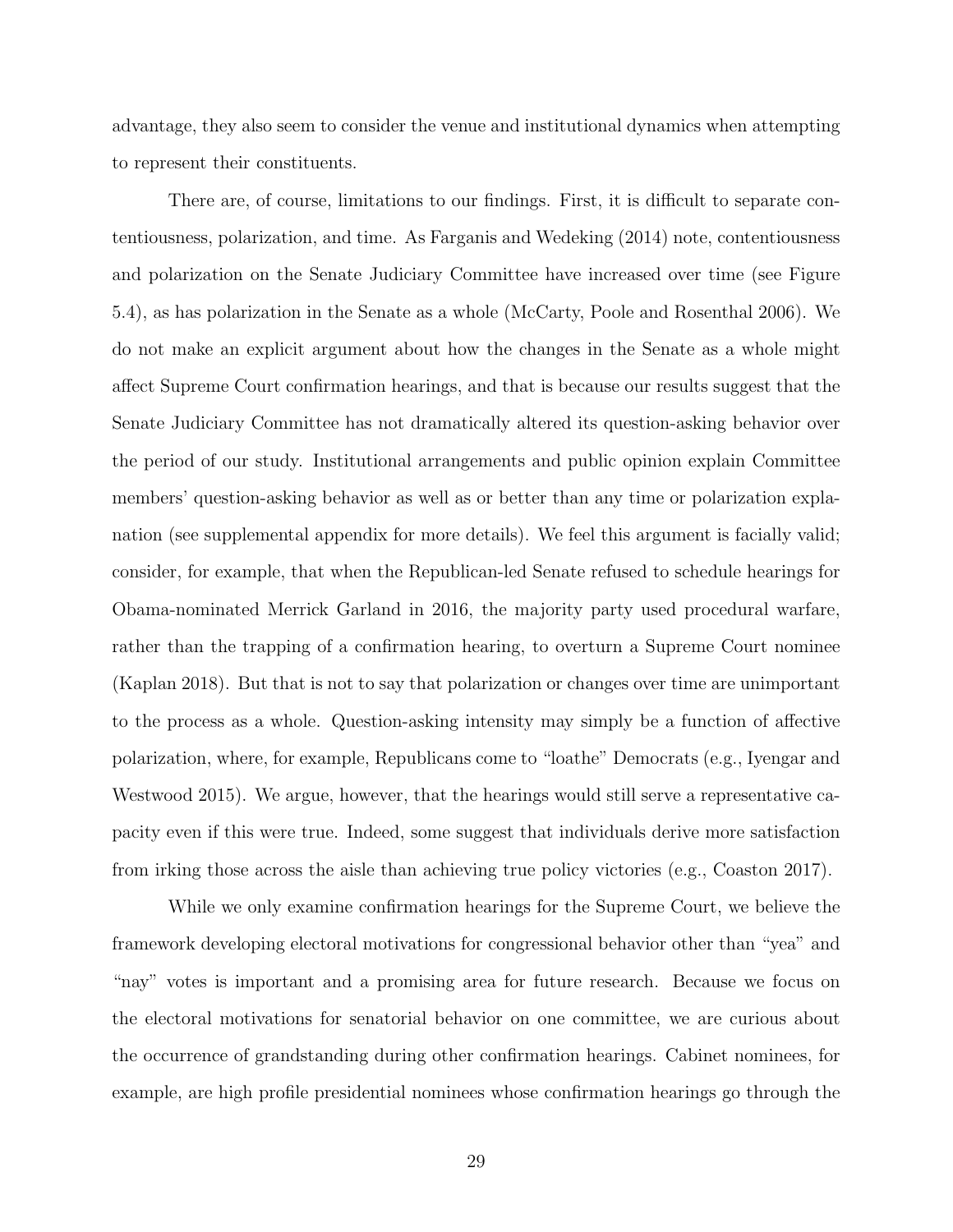advantage, they also seem to consider the venue and institutional dynamics when attempting to represent their constituents.

There are, of course, limitations to our findings. First, it is difficult to separate contentiousness, polarization, and time. As Farganis and Wedeking (2014) note, contentiousness and polarization on the Senate Judiciary Committee have increased over time (see Figure 5.4), as has polarization in the Senate as a whole (McCarty, Poole and Rosenthal 2006). We do not make an explicit argument about how the changes in the Senate as a whole might affect Supreme Court confirmation hearings, and that is because our results suggest that the Senate Judiciary Committee has not dramatically altered its question-asking behavior over the period of our study. Institutional arrangements and public opinion explain Committee members' question-asking behavior as well as or better than any time or polarization explanation (see supplemental appendix for more details). We feel this argument is facially valid; consider, for example, that when the Republican-led Senate refused to schedule hearings for Obama-nominated Merrick Garland in 2016, the majority party used procedural warfare, rather than the trapping of a confirmation hearing, to overturn a Supreme Court nominee (Kaplan 2018). But that is not to say that polarization or changes over time are unimportant to the process as a whole. Question-asking intensity may simply be a function of affective polarization, where, for example, Republicans come to "loathe" Democrats (e.g., Iyengar and Westwood 2015). We argue, however, that the hearings would still serve a representative capacity even if this were true. Indeed, some suggest that individuals derive more satisfaction from irking those across the aisle than achieving true policy victories (e.g., Coaston 2017).

While we only examine confirmation hearings for the Supreme Court, we believe the framework developing electoral motivations for congressional behavior other than "yea" and "nay" votes is important and a promising area for future research. Because we focus on the electoral motivations for senatorial behavior on one committee, we are curious about the occurrence of grandstanding during other confirmation hearings. Cabinet nominees, for example, are high profile presidential nominees whose confirmation hearings go through the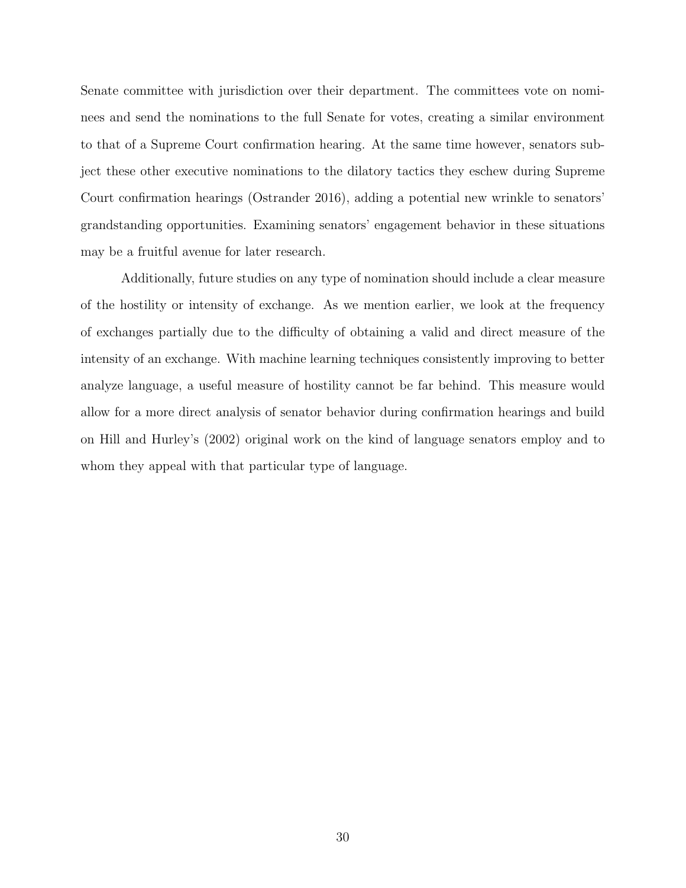Senate committee with jurisdiction over their department. The committees vote on nominees and send the nominations to the full Senate for votes, creating a similar environment to that of a Supreme Court confirmation hearing. At the same time however, senators subject these other executive nominations to the dilatory tactics they eschew during Supreme Court confirmation hearings (Ostrander 2016), adding a potential new wrinkle to senators' grandstanding opportunities. Examining senators' engagement behavior in these situations may be a fruitful avenue for later research.

Additionally, future studies on any type of nomination should include a clear measure of the hostility or intensity of exchange. As we mention earlier, we look at the frequency of exchanges partially due to the difficulty of obtaining a valid and direct measure of the intensity of an exchange. With machine learning techniques consistently improving to better analyze language, a useful measure of hostility cannot be far behind. This measure would allow for a more direct analysis of senator behavior during confirmation hearings and build on Hill and Hurley's (2002) original work on the kind of language senators employ and to whom they appeal with that particular type of language.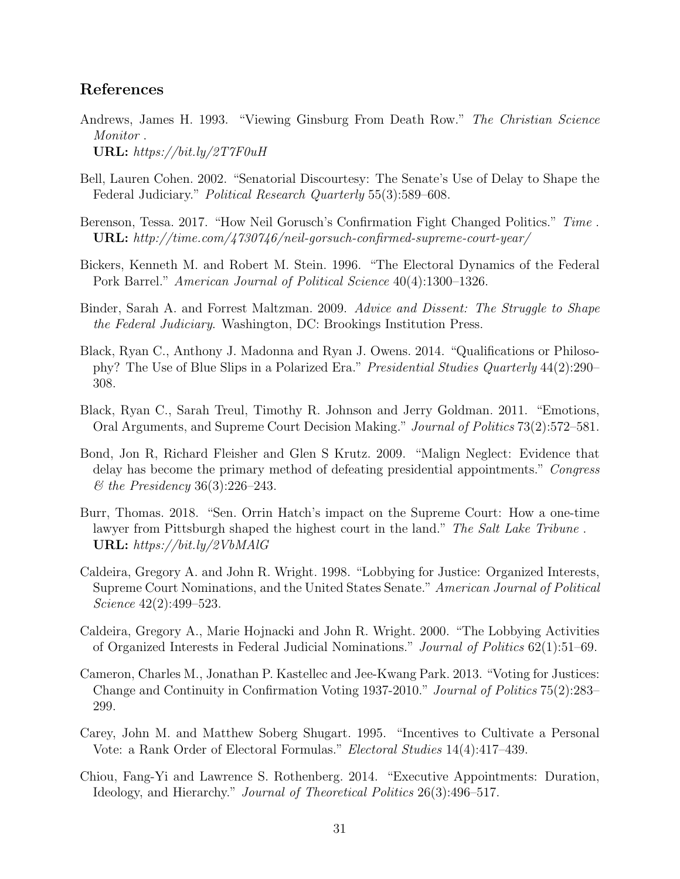## References

Andrews, James H. 1993. "Viewing Ginsburg From Death Row." *The Christian Science Monitor* .
**URL:** *https://bit.ly/2T7F0uH*

Bell, Lauren Cohen. 2002. "Senatorial Discourtesy: The Senate's Use of Delay to Shape the Federal Judiciary." *Political Research Quarterly* 55(3):589–608.

Berenson, Tessa. 2017. "How Neil Gorusch's Confirmation Fight Changed Politics." *Time* .
**URL:** *http://time.com/4730746/neil-gorsuch-confirmed-supreme-court-year/*

Bickers, Kenneth M. and Robert M. Stein. 1996. "The Electoral Dynamics of the Federal Pork Barrel." *American Journal of Political Science* 40(4):1300–1326.

Binder, Sarah A. and Forrest Maltzman. 2009. *Advice and Dissent: The Struggle to Shape the Federal Judiciary*. Washington, DC: Brookings Institution Press.

Black, Ryan C., Anthony J. Madonna and Ryan J. Owens. 2014. "Qualifications or Philosophy? The Use of Blue Slips in a Polarized Era." *Presidential Studies Quarterly* 44(2):290–308.

Black, Ryan C., Sarah Treul, Timothy R. Johnson and Jerry Goldman. 2011. "Emotions, Oral Arguments, and Supreme Court Decision Making." *Journal of Politics* 73(2):572–581.

Bond, Jon R, Richard Fleisher and Glen S Krutz. 2009. "Malign Neglect: Evidence that delay has become the primary method of defeating presidential appointments." *Congress & the Presidency* 36(3):226–243.

Burr, Thomas. 2018. "Sen. Orrin Hatch's impact on the Supreme Court: How a one-time lawyer from Pittsburgh shaped the highest court in the land." *The Salt Lake Tribune* .
**URL:** *https://bit.ly/2VbMAlG*

Caldeira, Gregory A. and John R. Wright. 1998. "Lobbying for Justice: Organized Interests, Supreme Court Nominations, and the United States Senate." *American Journal of Political Science* 42(2):499–523.

Caldeira, Gregory A., Marie Hojnacki and John R. Wright. 2000. "The Lobbying Activities of Organized Interests in Federal Judicial Nominations." *Journal of Politics* 62(1):51–69.

Cameron, Charles M., Jonathan P. Kastellec and Jee-Kwang Park. 2013. "Voting for Justices: Change and Continuity in Confirmation Voting 1937-2010." *Journal of Politics* 75(2):283–299.

Carey, John M. and Matthew Soberg Shugart. 1995. "Incentives to Cultivate a Personal Vote: a Rank Order of Electoral Formulas." *Electoral Studies* 14(4):417–439.

Chiou, Fang-Yi and Lawrence S. Rothenberg. 2014. "Executive Appointments: Duration, Ideology, and Hierarchy." *Journal of Theoretical Politics* 26(3):496–517.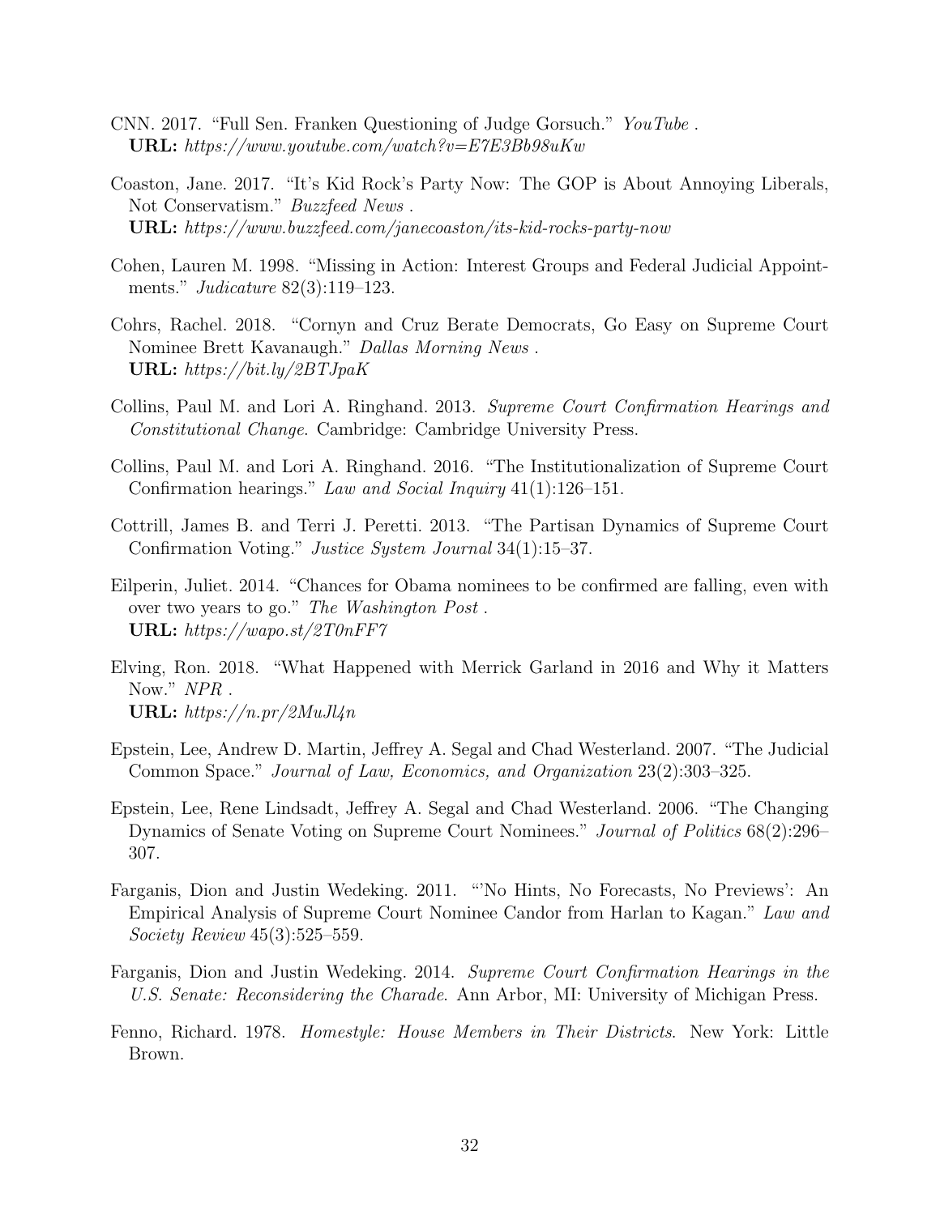CNN. 2017. "Full Sen. Franken Questioning of Judge Gorsuch." *YouTube* .
**URL:** *https://www.youtube.com/watch?v=E7E3Bb98uKw*

Coaston, Jane. 2017. "It's Kid Rock's Party Now: The GOP is About Annoying Liberals, Not Conservatism." *Buzzfeed News* .
**URL:** *https://www.buzzfeed.com/janecoaston/its-kid-rocks-party-now*

Cohen, Lauren M. 1998. "Missing in Action: Interest Groups and Federal Judicial Appointments." *Judicature* 82(3):119–123.

Cohrs, Rachel. 2018. "Cornyn and Cruz Berate Democrats, Go Easy on Supreme Court Nominee Brett Kavanaugh." *Dallas Morning News* .
**URL:** *https://bit.ly/2BTJpaK*

Collins, Paul M. and Lori A. Ringhand. 2013. *Supreme Court Confirmation Hearings and Constitutional Change*. Cambridge: Cambridge University Press.

Collins, Paul M. and Lori A. Ringhand. 2016. "The Institutionalization of Supreme Court Confirmation hearings." *Law and Social Inquiry* 41(1):126–151.

Cottrill, James B. and Terri J. Peretti. 2013. "The Partisan Dynamics of Supreme Court Confirmation Voting." *Justice System Journal* 34(1):15–37.

Eilperin, Juliet. 2014. "Chances for Obama nominees to be confirmed are falling, even with over two years to go." *The Washington Post* .
**URL:** *https://wapo.st/2T0nFF7*

Elving, Ron. 2018. "What Happened with Merrick Garland in 2016 and Why it Matters Now." *NPR* .
**URL:** *https://n.pr/2MuJl4n*

Epstein, Lee, Andrew D. Martin, Jeffrey A. Segal and Chad Westerland. 2007. "The Judicial Common Space." *Journal of Law, Economics, and Organization* 23(2):303–325.

Epstein, Lee, Rene Lindsadt, Jeffrey A. Segal and Chad Westerland. 2006. "The Changing Dynamics of Senate Voting on Supreme Court Nominees." *Journal of Politics* 68(2):296–307.

Farganis, Dion and Justin Wedeking. 2011. "'No Hints, No Forecasts, No Previews': An Empirical Analysis of Supreme Court Nominee Candor from Harlan to Kagan." *Law and Society Review* 45(3):525–559.

Farganis, Dion and Justin Wedeking. 2014. *Supreme Court Confirmation Hearings in the U.S. Senate: Reconsidering the Charade*. Ann Arbor, MI: University of Michigan Press.

Fenno, Richard. 1978. *Homestyle: House Members in Their Districts*. New York: Little Brown.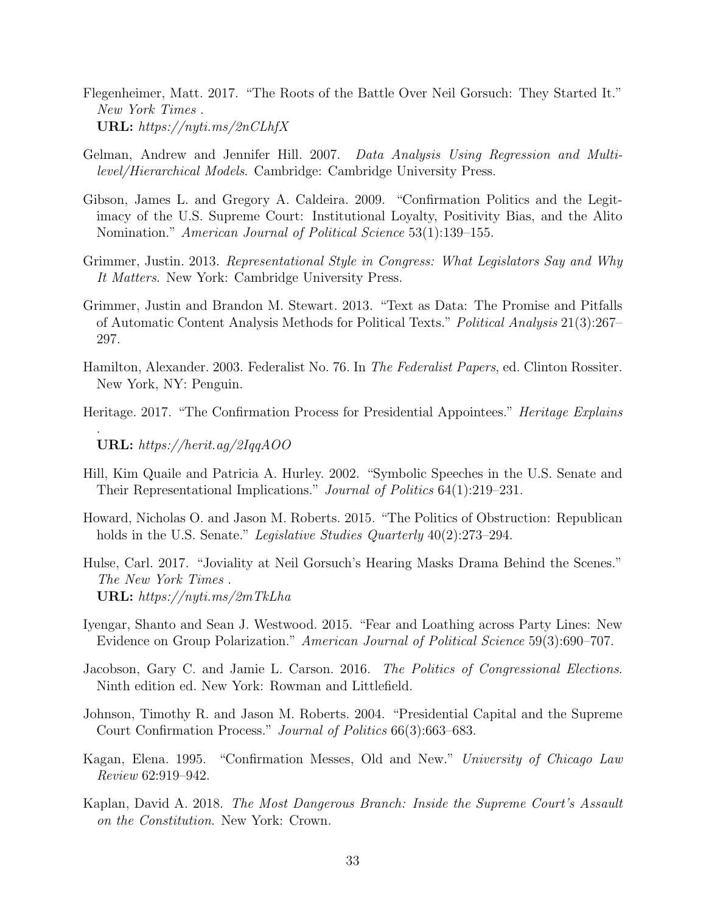Flegenheimer, Matt. 2017. "The Roots of the Battle Over Neil Gorsuch: They Started It." *New York Times* .
**URL:** *https://nyti.ms/2nCLhfX*

Gelman, Andrew and Jennifer Hill. 2007. *Data Analysis Using Regression and Multilevel/Hierarchical Models*. Cambridge: Cambridge University Press.

Gibson, James L. and Gregory A. Caldeira. 2009. "Confirmation Politics and the Legitimacy of the U.S. Supreme Court: Institutional Loyalty, Positivity Bias, and the Alito Nomination." *American Journal of Political Science* 53(1):139–155.

Grimmer, Justin. 2013. *Representational Style in Congress: What Legislators Say and Why It Matters*. New York: Cambridge University Press.

Grimmer, Justin and Brandon M. Stewart. 2013. "Text as Data: The Promise and Pitfalls of Automatic Content Analysis Methods for Political Texts." *Political Analysis* 21(3):267–297.

Hamilton, Alexander. 2003. Federalist No. 76. In *The Federalist Papers*, ed. Clinton Rossiter. New York, NY: Penguin.

Heritage. 2017. "The Confirmation Process for Presidential Appointees." *Heritage Explains* .
**URL:** *https://herit.ag/2IqqAOO*

Hill, Kim Quaile and Patricia A. Hurley. 2002. "Symbolic Speeches in the U.S. Senate and Their Representational Implications." *Journal of Politics* 64(1):219–231.

Howard, Nicholas O. and Jason M. Roberts. 2015. "The Politics of Obstruction: Republican holds in the U.S. Senate." *Legislative Studies Quarterly* 40(2):273–294.

Hulse, Carl. 2017. "Joviality at Neil Gorsuch's Hearing Masks Drama Behind the Scenes." *The New York Times* .
**URL:** *https://nyti.ms/2mTkLha*

Iyengar, Shanto and Sean J. Westwood. 2015. "Fear and Loathing across Party Lines: New Evidence on Group Polarization." *American Journal of Political Science* 59(3):690–707.

Jacobson, Gary C. and Jamie L. Carson. 2016. *The Politics of Congressional Elections*. Ninth edition ed. New York: Rowman and Littlefield.

Johnson, Timothy R. and Jason M. Roberts. 2004. "Presidential Capital and the Supreme Court Confirmation Process." *Journal of Politics* 66(3):663–683.

Kagan, Elena. 1995. "Confirmation Messes, Old and New." *University of Chicago Law Review* 62:919–942.

Kaplan, David A. 2018. *The Most Dangerous Branch: Inside the Supreme Court's Assault on the Constitution*. New York: Crown.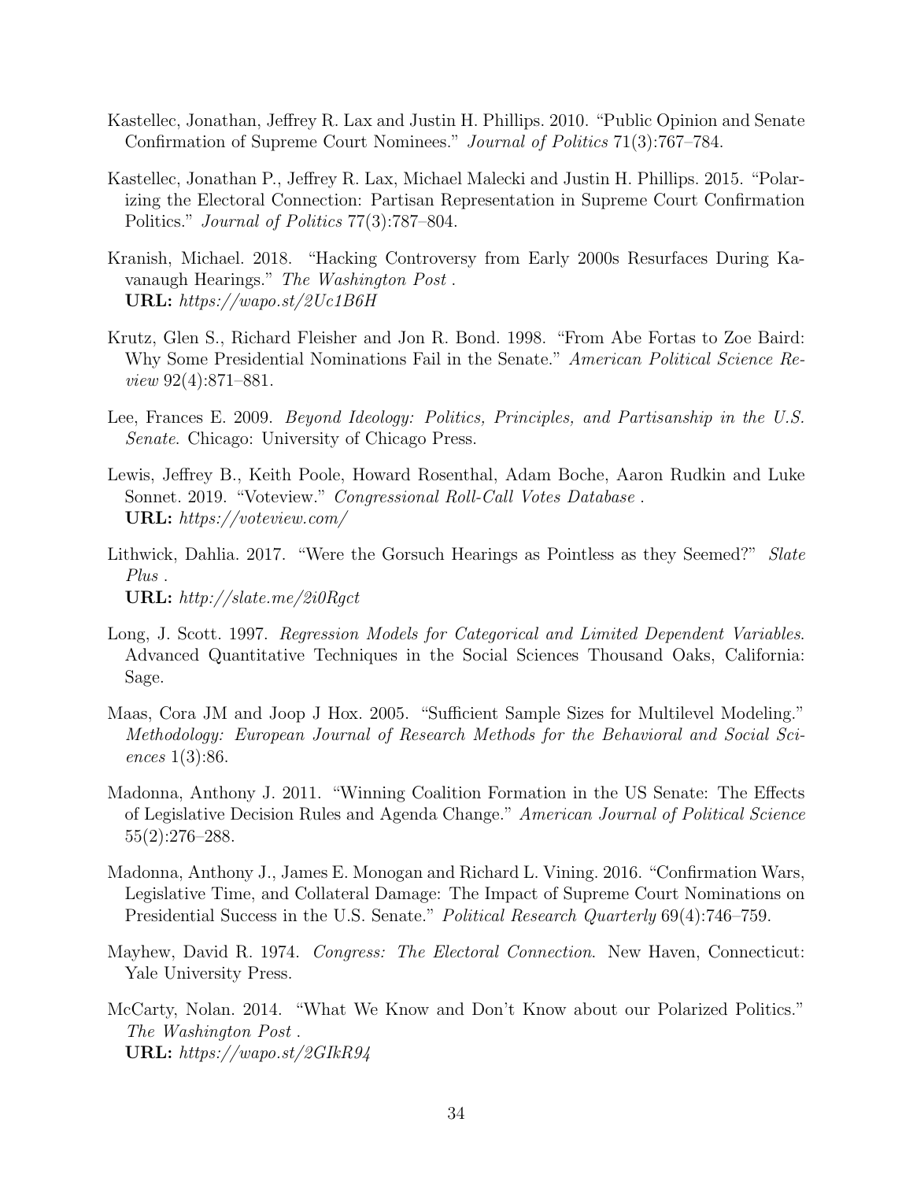Kastellec, Jonathan, Jeffrey R. Lax and Justin H. Phillips. 2010. "Public Opinion and Senate Confirmation of Supreme Court Nominees." *Journal of Politics* 71(3):767–784.

Kastellec, Jonathan P., Jeffrey R. Lax, Michael Malecki and Justin H. Phillips. 2015. "Polarizing the Electoral Connection: Partisan Representation in Supreme Court Confirmation Politics." *Journal of Politics* 77(3):787–804.

Kranish, Michael. 2018. "Hacking Controversy from Early 2000s Resurfaces During Kavanaugh Hearings." *The Washington Post* .
**URL:** *https://wapo.st/2Uc1B6H*

Krutz, Glen S., Richard Fleisher and Jon R. Bond. 1998. "From Abe Fortas to Zoe Baird: Why Some Presidential Nominations Fail in the Senate." *American Political Science Review* 92(4):871–881.

Lee, Frances E. 2009. *Beyond Ideology: Politics, Principles, and Partisanship in the U.S. Senate*. Chicago: University of Chicago Press.

Lewis, Jeffrey B., Keith Poole, Howard Rosenthal, Adam Boche, Aaron Rudkin and Luke Sonnet. 2019. "Voteview." *Congressional Roll-Call Votes Database* .
**URL:** *https://voteview.com/*

Lithwick, Dahlia. 2017. "Were the Gorsuch Hearings as Pointless as they Seemed?" *Slate Plus* .
**URL:** *http://slate.me/2i0Rgct*

Long, J. Scott. 1997. *Regression Models for Categorical and Limited Dependent Variables*. Advanced Quantitative Techniques in the Social Sciences Thousand Oaks, California: Sage.

Maas, Cora JM and Joop J Hox. 2005. "Sufficient Sample Sizes for Multilevel Modeling." *Methodology: European Journal of Research Methods for the Behavioral and Social Sciences* 1(3):86.

Madonna, Anthony J. 2011. "Winning Coalition Formation in the US Senate: The Effects of Legislative Decision Rules and Agenda Change." *American Journal of Political Science* 55(2):276–288.

Madonna, Anthony J., James E. Monogan and Richard L. Vining. 2016. "Confirmation Wars, Legislative Time, and Collateral Damage: The Impact of Supreme Court Nominations on Presidential Success in the U.S. Senate." *Political Research Quarterly* 69(4):746–759.

Mayhew, David R. 1974. *Congress: The Electoral Connection*. New Haven, Connecticut: Yale University Press.

McCarty, Nolan. 2014. "What We Know and Don't Know about our Polarized Politics." *The Washington Post* .
**URL:** *https://wapo.st/2GIkR94*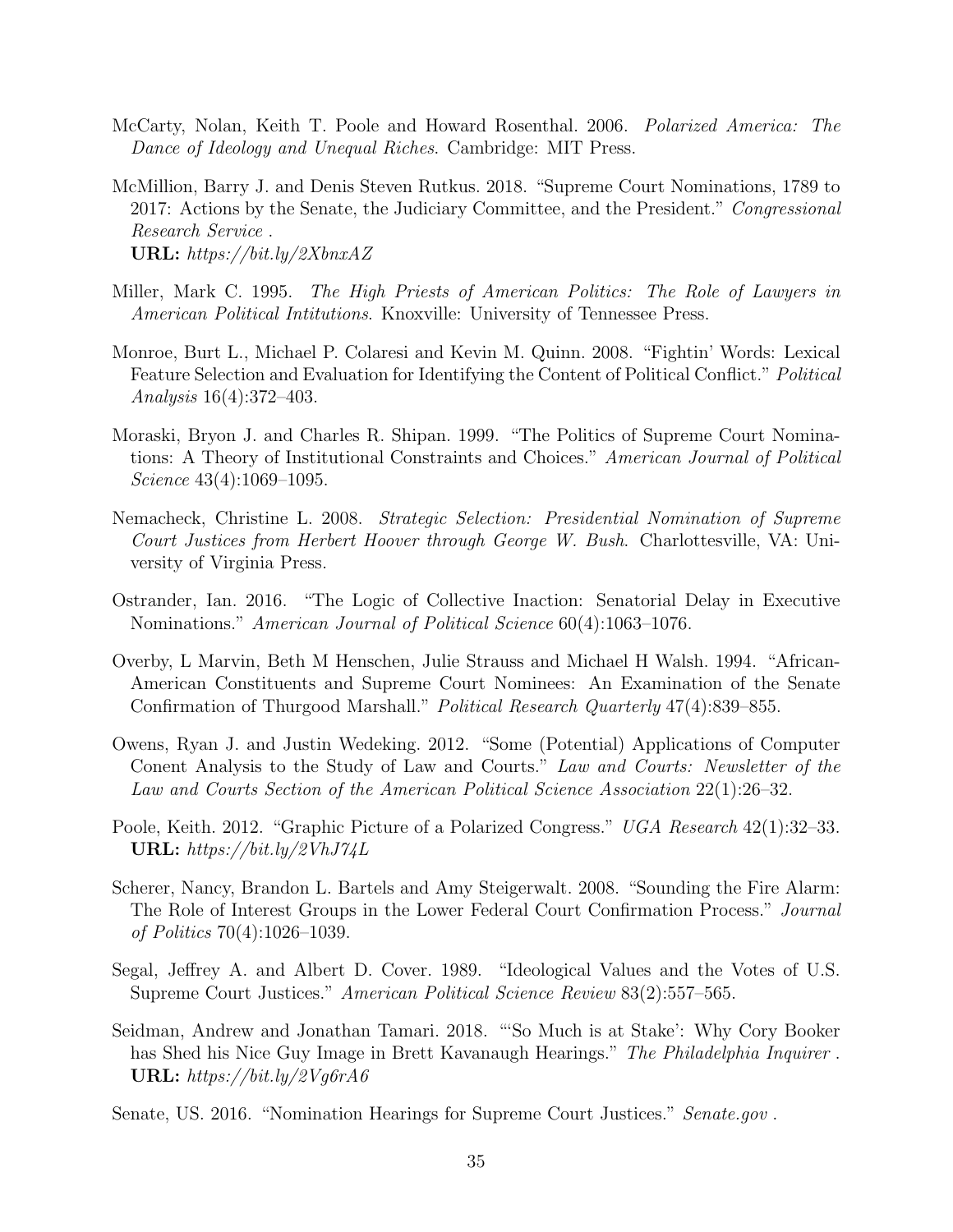McCarty, Nolan, Keith T. Poole and Howard Rosenthal. 2006. *Polarized America: The Dance of Ideology and Unequal Riches*. Cambridge: MIT Press.

McMillion, Barry J. and Denis Steven Rutkus. 2018. "Supreme Court Nominations, 1789 to 2017: Actions by the Senate, the Judiciary Committee, and the President." *Congressional Research Service* .
**URL:** *https://bit.ly/2XbnxAZ*

Miller, Mark C. 1995. *The High Priests of American Politics: The Role of Lawyers in American Political Intitutions*. Knoxville: University of Tennessee Press.

Monroe, Burt L., Michael P. Colaresi and Kevin M. Quinn. 2008. "Fightin' Words: Lexical Feature Selection and Evaluation for Identifying the Content of Political Conflict." *Political Analysis* 16(4):372–403.

Moraski, Bryon J. and Charles R. Shipan. 1999. "The Politics of Supreme Court Nominations: A Theory of Institutional Constraints and Choices." *American Journal of Political Science* 43(4):1069–1095.

Nemacheck, Christine L. 2008. *Strategic Selection: Presidential Nomination of Supreme Court Justices from Herbert Hoover through George W. Bush*. Charlottesville, VA: University of Virginia Press.

Ostrander, Ian. 2016. "The Logic of Collective Inaction: Senatorial Delay in Executive Nominations." *American Journal of Political Science* 60(4):1063–1076.

Overby, L Marvin, Beth M Henschen, Julie Strauss and Michael H Walsh. 1994. "African-American Constituents and Supreme Court Nominees: An Examination of the Senate Confirmation of Thurgood Marshall." *Political Research Quarterly* 47(4):839–855.

Owens, Ryan J. and Justin Wedeking. 2012. "Some (Potential) Applications of Computer Conent Analysis to the Study of Law and Courts." *Law and Courts: Newsletter of the Law and Courts Section of the American Political Science Association* 22(1):26–32.

Poole, Keith. 2012. "Graphic Picture of a Polarized Congress." *UGA Research* 42(1):32–33.
**URL:** *https://bit.ly/2VhJ74L*

Scherer, Nancy, Brandon L. Bartels and Amy Steigerwalt. 2008. "Sounding the Fire Alarm: The Role of Interest Groups in the Lower Federal Court Confirmation Process." *Journal of Politics* 70(4):1026–1039.

Segal, Jeffrey A. and Albert D. Cover. 1989. "Ideological Values and the Votes of U.S. Supreme Court Justices." *American Political Science Review* 83(2):557–565.

Seidman, Andrew and Jonathan Tamari. 2018. "'So Much is at Stake': Why Cory Booker has Shed his Nice Guy Image in Brett Kavanaugh Hearings." *The Philadelphia Inquirer* .
**URL:** *https://bit.ly/2Vg6rA6*

Senate, US. 2016. "Nomination Hearings for Supreme Court Justices." *Senate.gov* .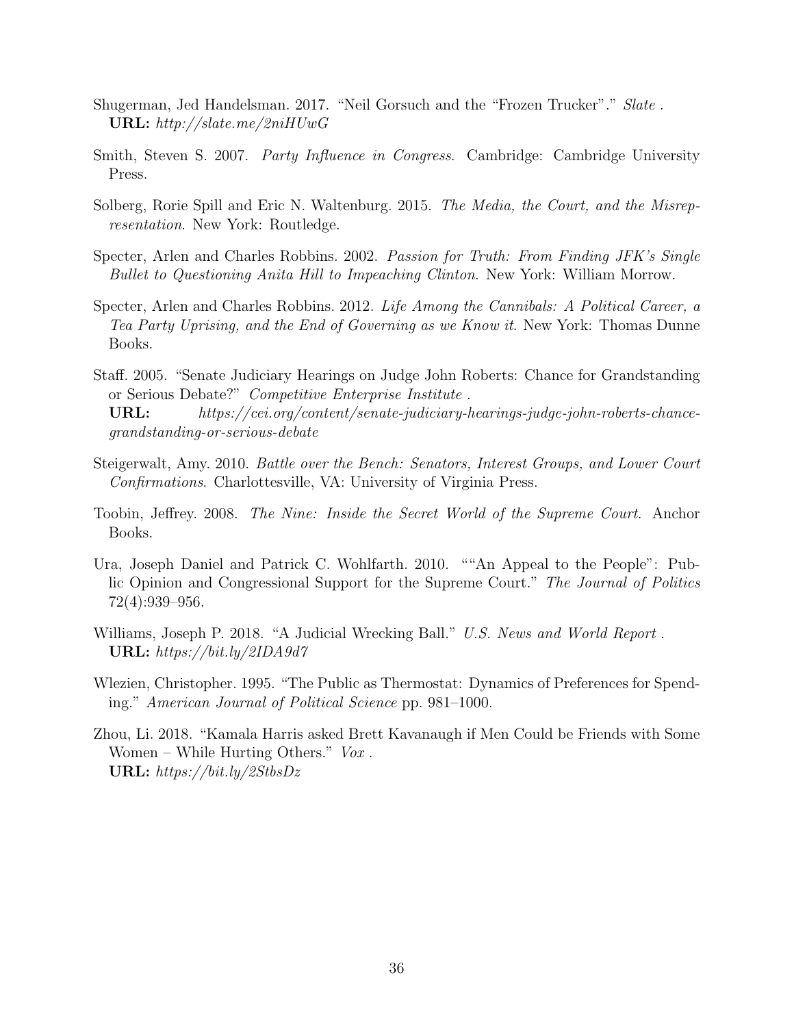Shugerman, Jed Handelsman. 2017. "Neil Gorsuch and the "Frozen Trucker"." *Slate* .
**URL:** *http://slate.me/2niHUwG*

Smith, Steven S. 2007. *Party Influence in Congress*. Cambridge: Cambridge University Press.

Solberg, Rorie Spill and Eric N. Waltenburg. 2015. *The Media, the Court, and the Misrepresentation*. New York: Routledge.

Specter, Arlen and Charles Robbins. 2002. *Passion for Truth: From Finding JFK's Single Bullet to Questioning Anita Hill to Impeaching Clinton*. New York: William Morrow.

Specter, Arlen and Charles Robbins. 2012. *Life Among the Cannibals: A Political Career, a Tea Party Uprising, and the End of Governing as we Know it*. New York: Thomas Dunne Books.

Staff. 2005. "Senate Judiciary Hearings on Judge John Roberts: Chance for Grandstanding or Serious Debate?" *Competitive Enterprise Institute* .
**URL:** *https://cei.org/content/senate-judiciary-hearings-judge-john-roberts-chance-grandstanding-or-serious-debate*

Steigerwalt, Amy. 2010. *Battle over the Bench: Senators, Interest Groups, and Lower Court Confirmations*. Charlottesville, VA: University of Virginia Press.

Toobin, Jeffrey. 2008. *The Nine: Inside the Secret World of the Supreme Court*. Anchor Books.

Ura, Joseph Daniel and Patrick C. Wohlfarth. 2010. ""An Appeal to the People": Public Opinion and Congressional Support for the Supreme Court." *The Journal of Politics* 72(4):939–956.

Williams, Joseph P. 2018. "A Judicial Wrecking Ball." *U.S. News and World Report* .
**URL:** *https://bit.ly/2IDA9d7*

Wlezien, Christopher. 1995. "The Public as Thermostat: Dynamics of Preferences for Spending." *American Journal of Political Science* pp. 981–1000.

Zhou, Li. 2018. "Kamala Harris asked Brett Kavanaugh if Men Could be Friends with Some Women – While Hurting Others." *Vox* .
**URL:** *https://bit.ly/2StbsDz*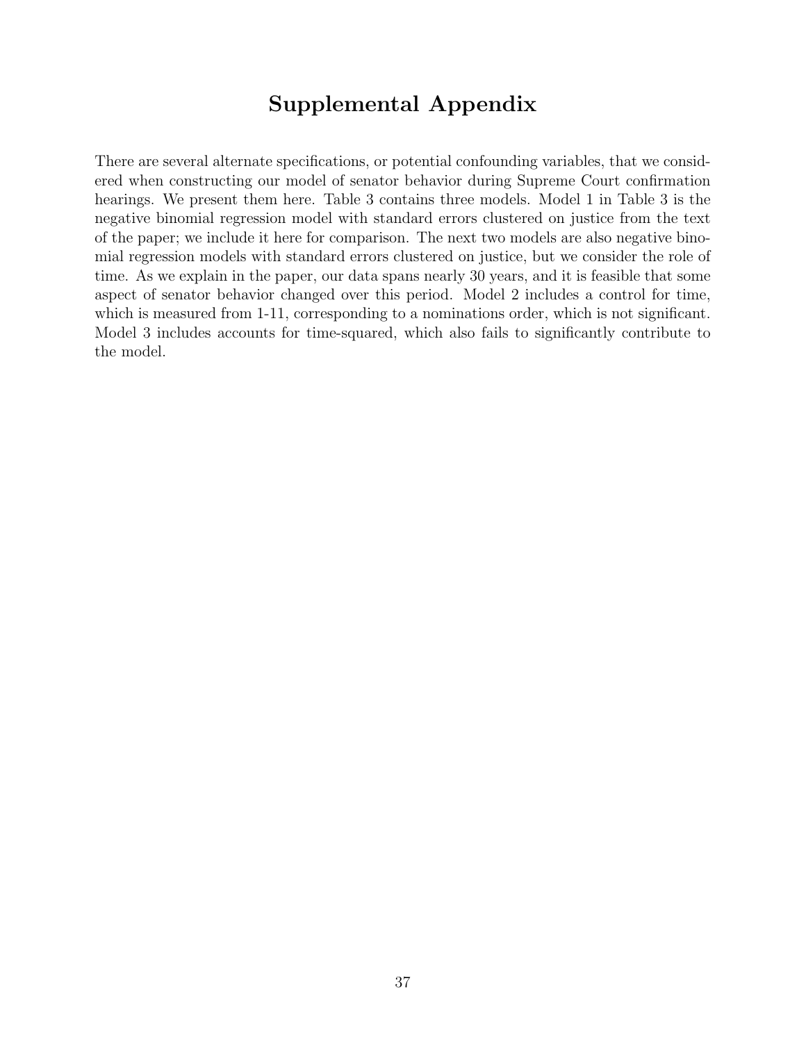# Supplemental Appendix

There are several alternate specifications, or potential confounding variables, that we considered when constructing our model of senator behavior during Supreme Court confirmation hearings. We present them here. Table 3 contains three models. Model 1 in Table 3 is the negative binomial regression model with standard errors clustered on justice from the text of the paper; we include it here for comparison. The next two models are also negative binomial regression models with standard errors clustered on justice, but we consider the role of time. As we explain in the paper, our data spans nearly 30 years, and it is feasible that some aspect of senator behavior changed over this period. Model 2 includes a control for time, which is measured from 1-11, corresponding to a nominations order, which is not significant. Model 3 includes accounts for time-squared, which also fails to significantly contribute to the model.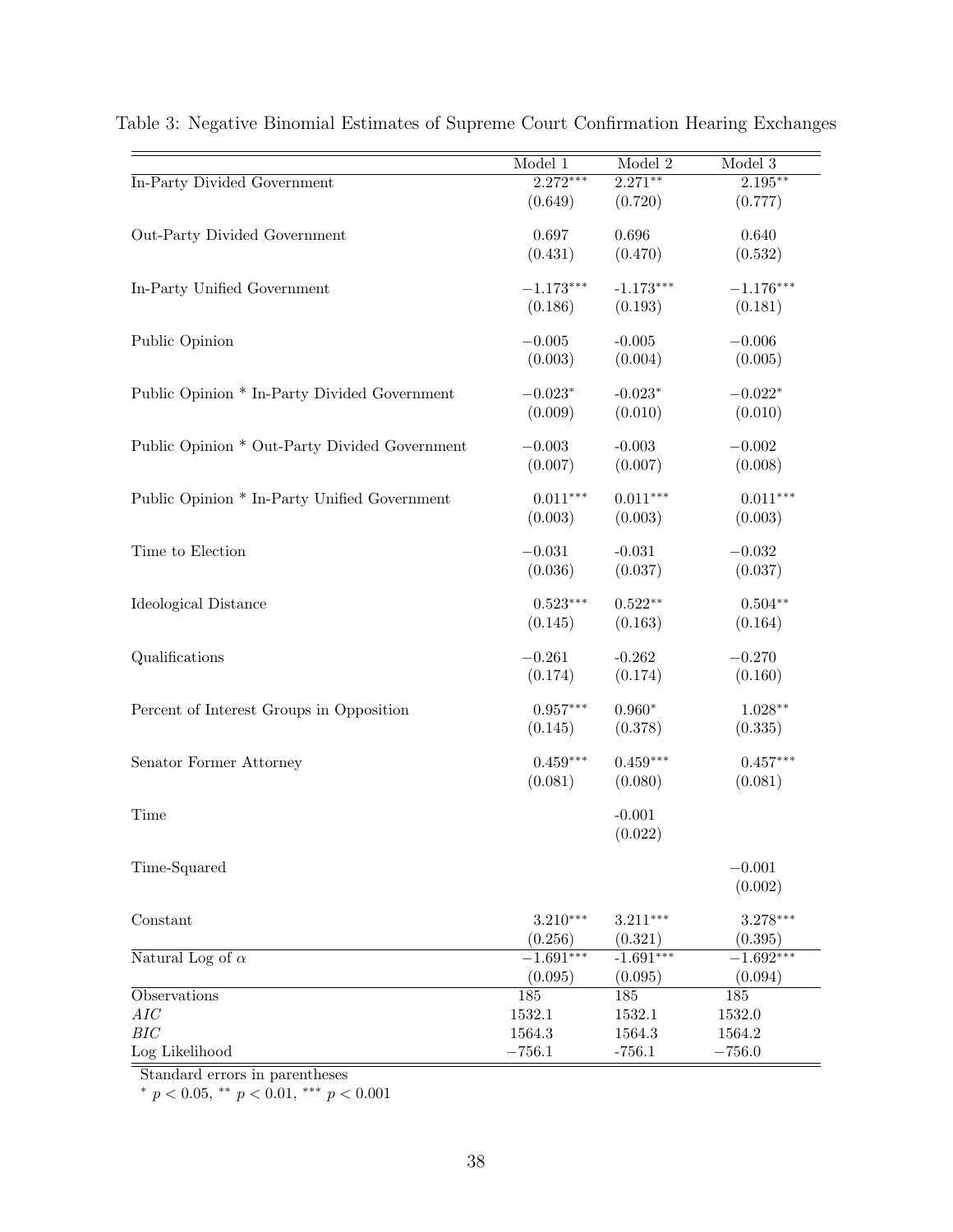Table 3: Negative Binomial Estimates of Supreme Court Confirmation Hearing Exchanges

| | Model 1 | Model 2 | Model 3 |
|---|---|---|---|
| In-Party Divided Government | $2.272^{***}$ | $2.271^{**}$ | $2.195^{**}$ |
| | (0.649) | (0.720) | (0.777) |
| Out-Party Divided Government | 0.697 | 0.696 | 0.640 |
| | (0.431) | (0.470) | (0.532) |
| In-Party Unified Government | $-1.173^{***}$ | $-1.173^{***}$ | $-1.176^{***}$ |
| | (0.186) | (0.193) | (0.181) |
| Public Opinion | $-0.005$ | -0.005 | $-0.006$ |
| | (0.003) | (0.004) | (0.005) |
| Public Opinion * In-Party Divided Government | $-0.023^{*}$ | $-0.023^{*}$ | $-0.022^{*}$ |
| | (0.009) | (0.010) | (0.010) |
| Public Opinion * Out-Party Divided Government | $-0.003$ | -0.003 | $-0.002$ |
| | (0.007) | (0.007) | (0.008) |
| Public Opinion * In-Party Unified Government | $0.011^{***}$ | $0.011^{***}$ | $0.011^{***}$ |
| | (0.003) | (0.003) | (0.003) |
| Time to Election | $-0.031$ | -0.031 | $-0.032$ |
| | (0.036) | (0.037) | (0.037) |
| Ideological Distance | $0.523^{***}$ | $0.522^{**}$ | $0.504^{**}$ |
| | (0.145) | (0.163) | (0.164) |
| Qualifications | $-0.261$ | -0.262 | $-0.270$ |
| | (0.174) | (0.174) | (0.160) |
| Percent of Interest Groups in Opposition | $0.957^{***}$ | $0.960^{*}$ | $1.028^{**}$ |
| | (0.145) | (0.378) | (0.335) |
| Senator Former Attorney | $0.459^{***}$ | $0.459^{***}$ | $0.457^{***}$ |
| | (0.081) | (0.080) | (0.081) |
| Time | | -0.001 | |
| | | (0.022) | |
| Time-Squared | | | $-0.001$ |
| | | | (0.002) |
| Constant | $3.210^{***}$ | $3.211^{***}$ | $3.278^{***}$ |
| | (0.256) | (0.321) | (0.395) |
| Natural Log of $\alpha$ | $-1.691^{***}$ | $-1.691^{***}$ | $-1.692^{***}$ |
| | (0.095) | (0.095) | (0.094) |
| Observations | 185 | 185 | 185 |
| *AIC* | 1532.1 | 1532.1 | 1532.0 |
| *BIC* | 1564.3 | 1564.3 | 1564.2 |
| Log Likelihood | $-756.1$ | -756.1 | $-756.0$ |

Standard errors in parentheses

$^{*}$ $p < 0.05$, $^{**}$ $p < 0.01$, $^{***}$ $p < 0.001$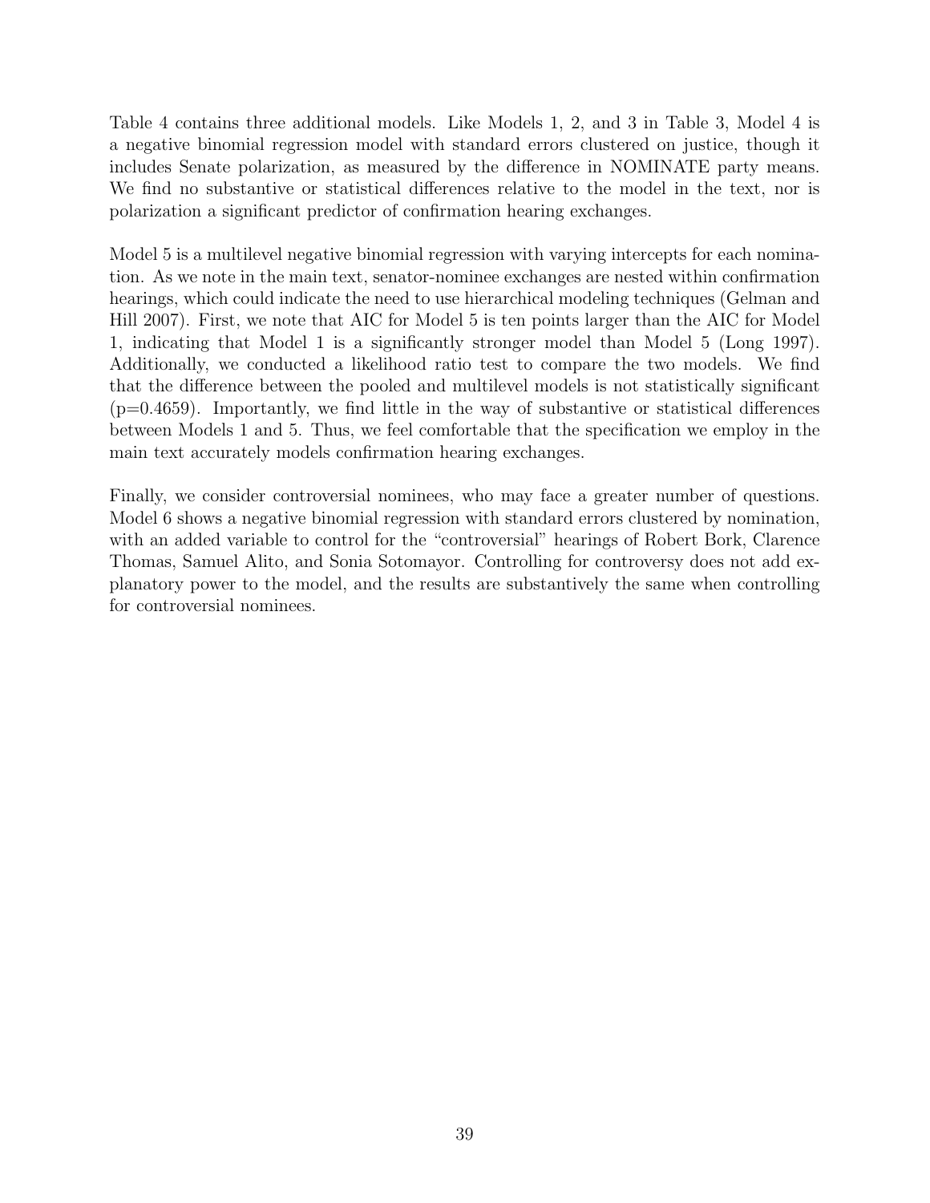Table 4 contains three additional models. Like Models 1, 2, and 3 in Table 3, Model 4 is a negative binomial regression model with standard errors clustered on justice, though it includes Senate polarization, as measured by the difference in NOMINATE party means. We find no substantive or statistical differences relative to the model in the text, nor is polarization a significant predictor of confirmation hearing exchanges.

Model 5 is a multilevel negative binomial regression with varying intercepts for each nomination. As we note in the main text, senator-nominee exchanges are nested within confirmation hearings, which could indicate the need to use hierarchical modeling techniques (Gelman and Hill 2007). First, we note that AIC for Model 5 is ten points larger than the AIC for Model 1, indicating that Model 1 is a significantly stronger model than Model 5 (Long 1997). Additionally, we conducted a likelihood ratio test to compare the two models. We find that the difference between the pooled and multilevel models is not statistically significant ($p=0.4659$). Importantly, we find little in the way of substantive or statistical differences between Models 1 and 5. Thus, we feel comfortable that the specification we employ in the main text accurately models confirmation hearing exchanges.

Finally, we consider controversial nominees, who may face a greater number of questions. Model 6 shows a negative binomial regression with standard errors clustered by nomination, with an added variable to control for the "controversial" hearings of Robert Bork, Clarence Thomas, Samuel Alito, and Sonia Sotomayor. Controlling for controversy does not add explanatory power to the model, and the results are substantively the same when controlling for controversial nominees.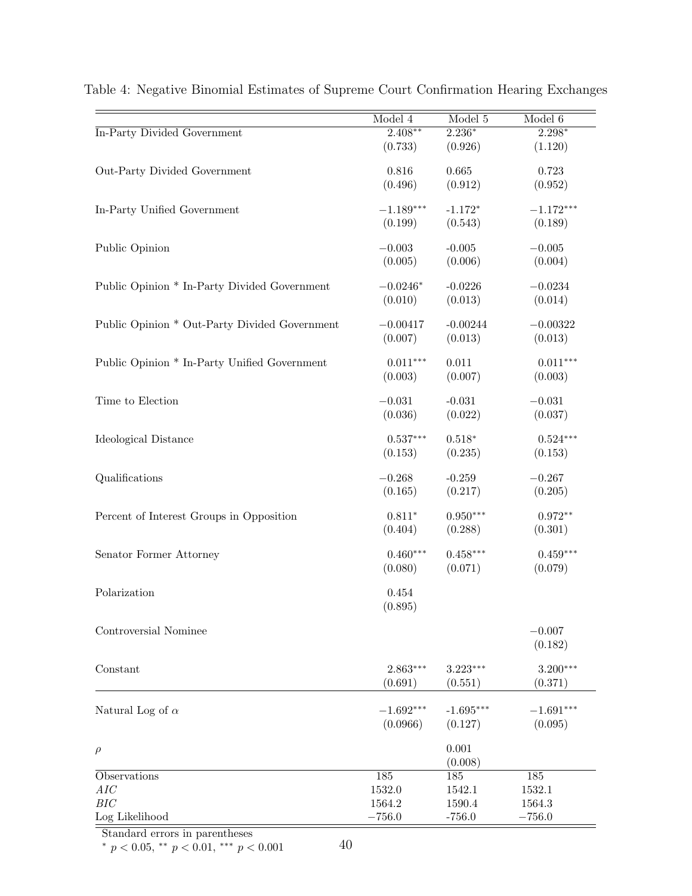Table 4: Negative Binomial Estimates of Supreme Court Confirmation Hearing Exchanges

| | Model 4 | Model 5 | Model 6 |
|---|---|---|---|
| In-Party Divided Government | 2.408** | 2.236* | 2.298* |
| | (0.733) | (0.926) | (1.120) |
| Out-Party Divided Government | 0.816 | 0.665 | 0.723 |
| | (0.496) | (0.912) | (0.952) |
| In-Party Unified Government | −1.189*** | -1.172* | −1.172*** |
| | (0.199) | (0.543) | (0.189) |
| Public Opinion | −0.003 | -0.005 | −0.005 |
| | (0.005) | (0.006) | (0.004) |
| Public Opinion * In-Party Divided Government | −0.0246* | -0.0226 | −0.0234 |
| | (0.010) | (0.013) | (0.014) |
| Public Opinion * Out-Party Divided Government | −0.00417 | -0.00244 | −0.00322 |
| | (0.007) | (0.013) | (0.013) |
| Public Opinion * In-Party Unified Government | 0.011*** | 0.011 | 0.011*** |
| | (0.003) | (0.007) | (0.003) |
| Time to Election | −0.031 | -0.031 | −0.031 |
| | (0.036) | (0.022) | (0.037) |
| Ideological Distance | 0.537*** | 0.518* | 0.524*** |
| | (0.153) | (0.235) | (0.153) |
| Qualifications | −0.268 | -0.259 | −0.267 |
| | (0.165) | (0.217) | (0.205) |
| Percent of Interest Groups in Opposition | 0.811* | 0.950*** | 0.972** |
| | (0.404) | (0.288) | (0.301) |
| Senator Former Attorney | 0.460*** | 0.458*** | 0.459*** |
| | (0.080) | (0.071) | (0.079) |
| Polarization | 0.454 | | |
| | (0.895) | | |
| Controversial Nominee | | | −0.007 |
| | | | (0.182) |
| Constant | 2.863*** | 3.223*** | 3.200*** |
| | (0.691) | (0.551) | (0.371) |
| Natural Log of $\alpha$ | −1.692*** | −1.695*** | −1.691*** |
| | (0.0966) | (0.127) | (0.095) |
| $\rho$ | | 0.001 | |
| | | (0.008) | |
| Observations | 185 | 185 | 185 |
| *AIC* | 1532.0 | 1542.1 | 1532.1 |
| *BIC* | 1564.2 | 1590.4 | 1564.3 |
| Log Likelihood | −756.0 | -756.0 | −756.0 |

Standard errors in parentheses

$^{*}$ $p < 0.05$, $^{**}$ $p < 0.01$, $^{***}$ $p < 0.001$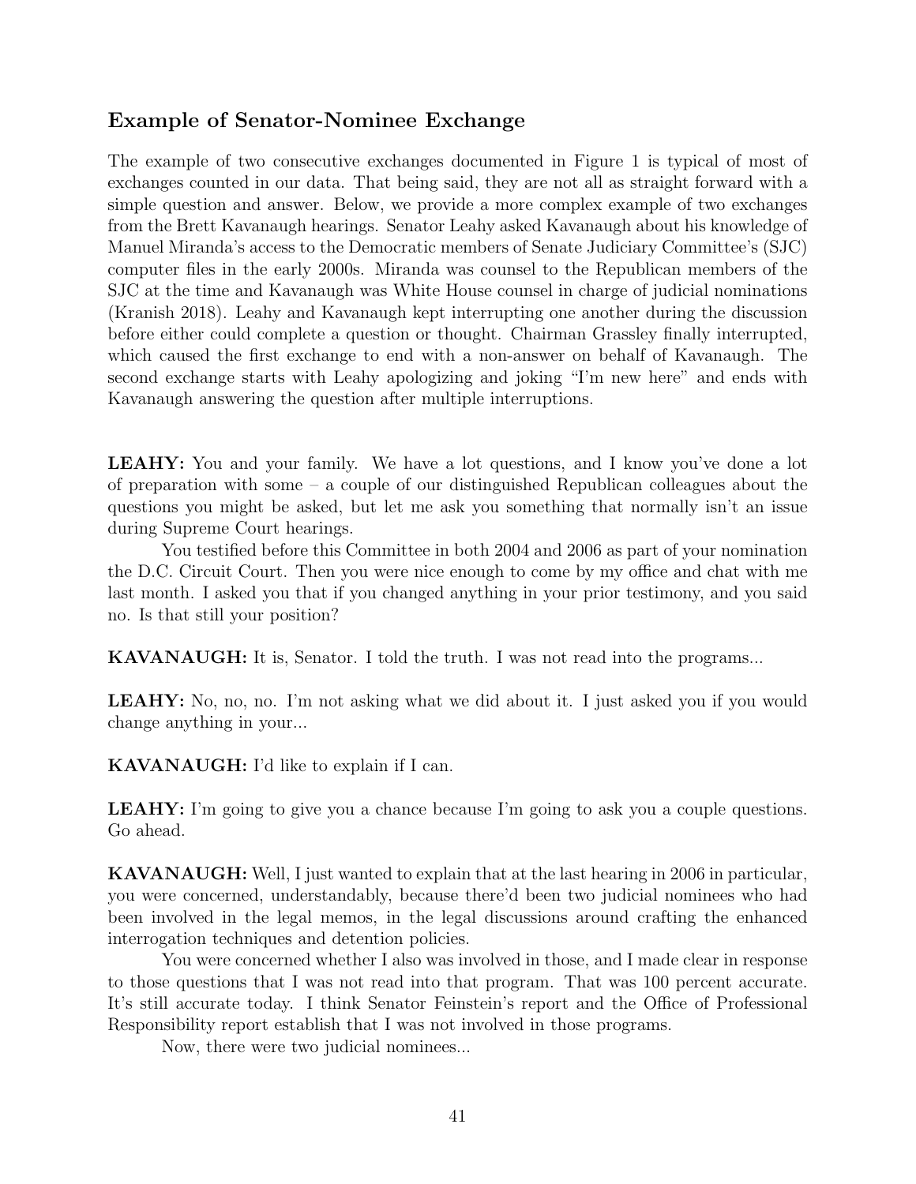## Example of Senator-Nominee Exchange

The example of two consecutive exchanges documented in Figure 1 is typical of most of exchanges counted in our data. That being said, they are not all as straight forward with a simple question and answer. Below, we provide a more complex example of two exchanges from the Brett Kavanaugh hearings. Senator Leahy asked Kavanaugh about his knowledge of Manuel Miranda's access to the Democratic members of Senate Judiciary Committee's (SJC) computer files in the early 2000s. Miranda was counsel to the Republican members of the SJC at the time and Kavanaugh was White House counsel in charge of judicial nominations (Kranish 2018). Leahy and Kavanaugh kept interrupting one another during the discussion before either could complete a question or thought. Chairman Grassley finally interrupted, which caused the first exchange to end with a non-answer on behalf of Kavanaugh. The second exchange starts with Leahy apologizing and joking "I'm new here" and ends with Kavanaugh answering the question after multiple interruptions.

**LEAHY:** You and your family. We have a lot questions, and I know you've done a lot of preparation with some – a couple of our distinguished Republican colleagues about the questions you might be asked, but let me ask you something that normally isn't an issue during Supreme Court hearings.

You testified before this Committee in both 2004 and 2006 as part of your nomination the D.C. Circuit Court. Then you were nice enough to come by my office and chat with me last month. I asked you that if you changed anything in your prior testimony, and you said no. Is that still your position?

**KAVANAUGH:** It is, Senator. I told the truth. I was not read into the programs...

**LEAHY:** No, no, no. I'm not asking what we did about it. I just asked you if you would change anything in your...

**KAVANAUGH:** I'd like to explain if I can.

**LEAHY:** I'm going to give you a chance because I'm going to ask you a couple questions. Go ahead.

**KAVANAUGH:** Well, I just wanted to explain that at the last hearing in 2006 in particular, you were concerned, understandably, because there'd been two judicial nominees who had been involved in the legal memos, in the legal discussions around crafting the enhanced interrogation techniques and detention policies.

You were concerned whether I also was involved in those, and I made clear in response to those questions that I was not read into that program. That was 100 percent accurate. It's still accurate today. I think Senator Feinstein's report and the Office of Professional Responsibility report establish that I was not involved in those programs.

Now, there were two judicial nominees...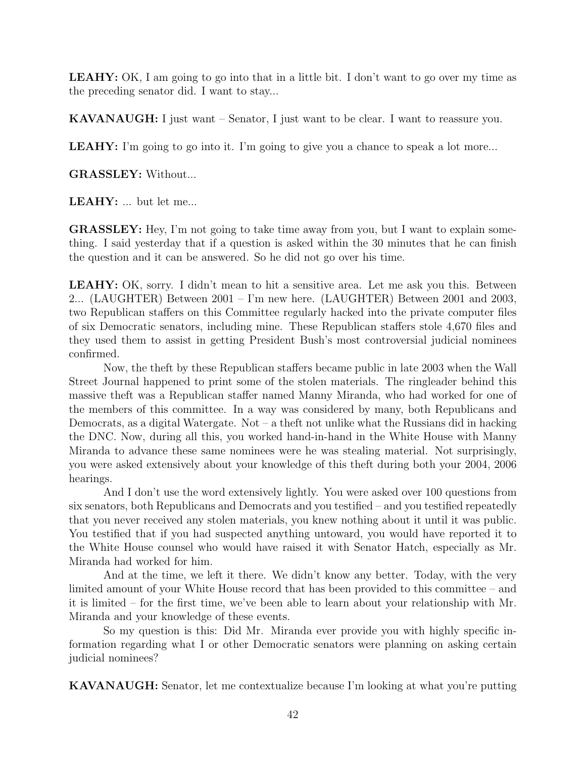**LEAHY:** OK, I am going to go into that in a little bit. I don't want to go over my time as the preceding senator did. I want to stay...

**KAVANAUGH:** I just want – Senator, I just want to be clear. I want to reassure you.

**LEAHY:** I'm going to go into it. I'm going to give you a chance to speak a lot more...

**GRASSLEY:** Without...

**LEAHY:** ... but let me...

**GRASSLEY:** Hey, I'm not going to take time away from you, but I want to explain something. I said yesterday that if a question is asked within the 30 minutes that he can finish the question and it can be answered. So he did not go over his time.

**LEAHY:** OK, sorry. I didn't mean to hit a sensitive area. Let me ask you this. Between 2... (LAUGHTER) Between 2001 – I'm new here. (LAUGHTER) Between 2001 and 2003, two Republican staffers on this Committee regularly hacked into the private computer files of six Democratic senators, including mine. These Republican staffers stole 4,670 files and they used them to assist in getting President Bush's most controversial judicial nominees confirmed.

Now, the theft by these Republican staffers became public in late 2003 when the Wall Street Journal happened to print some of the stolen materials. The ringleader behind this massive theft was a Republican staffer named Manny Miranda, who had worked for one of the members of this committee. In a way was considered by many, both Republicans and Democrats, as a digital Watergate. Not – a theft not unlike what the Russians did in hacking the DNC. Now, during all this, you worked hand-in-hand in the White House with Manny Miranda to advance these same nominees were he was stealing material. Not surprisingly, you were asked extensively about your knowledge of this theft during both your 2004, 2006 hearings.

And I don't use the word extensively lightly. You were asked over 100 questions from six senators, both Republicans and Democrats and you testified – and you testified repeatedly that you never received any stolen materials, you knew nothing about it until it was public. You testified that if you had suspected anything untoward, you would have reported it to the White House counsel who would have raised it with Senator Hatch, especially as Mr. Miranda had worked for him.

And at the time, we left it there. We didn't know any better. Today, with the very limited amount of your White House record that has been provided to this committee – and it is limited – for the first time, we've been able to learn about your relationship with Mr. Miranda and your knowledge of these events.

So my question is this: Did Mr. Miranda ever provide you with highly specific information regarding what I or other Democratic senators were planning on asking certain judicial nominees?

**KAVANAUGH:** Senator, let me contextualize because I'm looking at what you're putting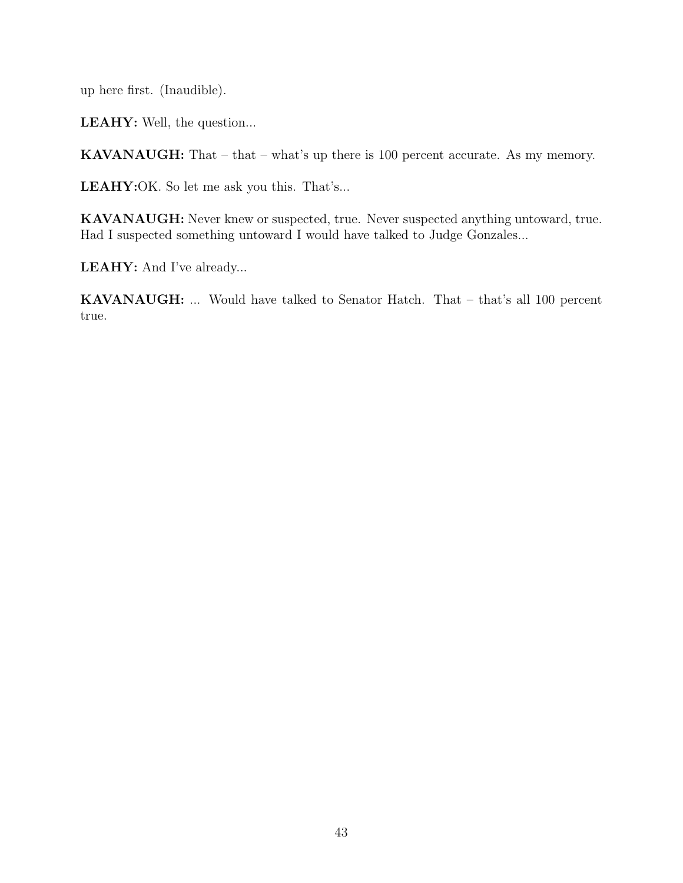up here first. (Inaudible).

**LEAHY:** Well, the question...

**KAVANAUGH:** That – that – what's up there is 100 percent accurate. As my memory.

**LEAHY:**OK. So let me ask you this. That's...

**KAVANAUGH:** Never knew or suspected, true. Never suspected anything untoward, true. Had I suspected something untoward I would have talked to Judge Gonzales...

**LEAHY:** And I've already...

**KAVANAUGH:** ... Would have talked to Senator Hatch. That – that's all 100 percent true.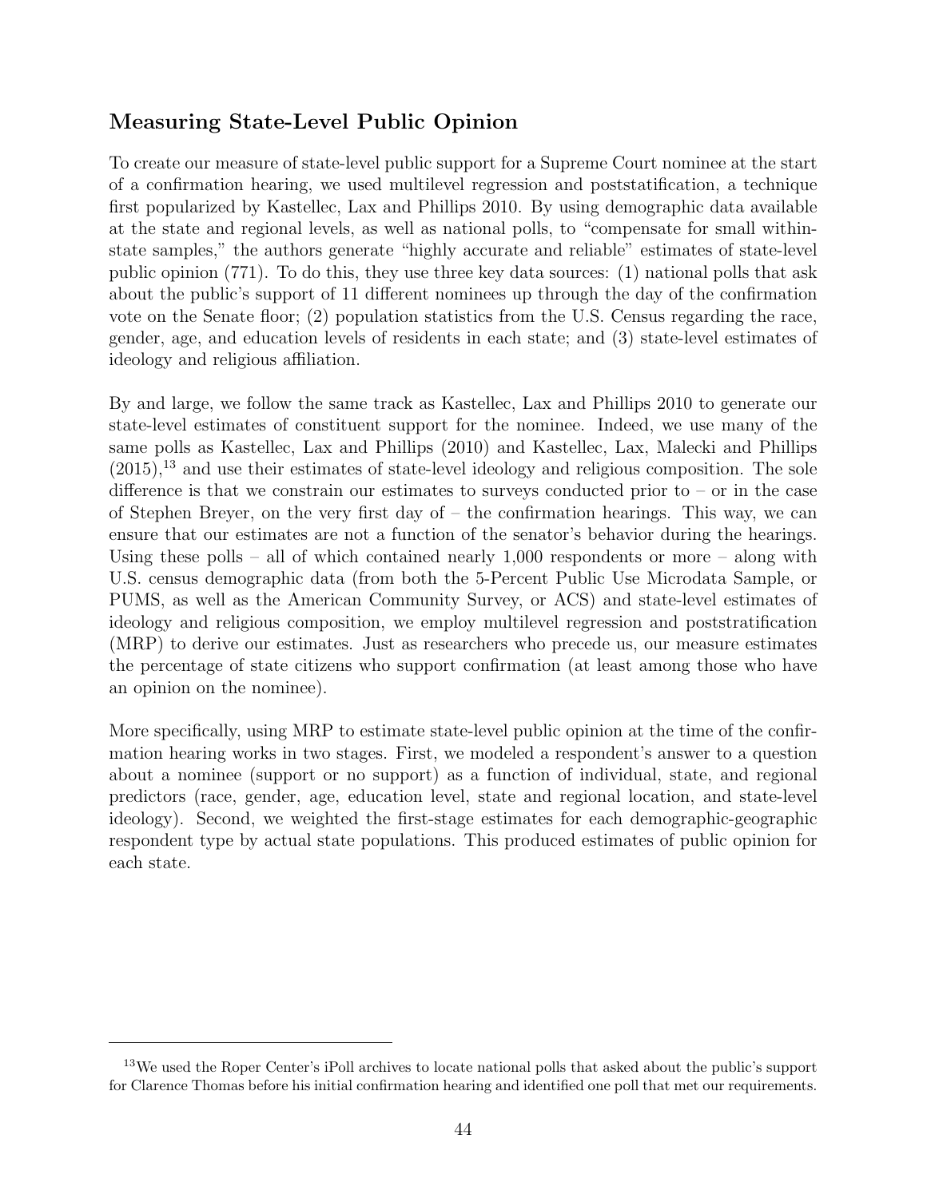## Measuring State-Level Public Opinion

To create our measure of state-level public support for a Supreme Court nominee at the start of a confirmation hearing, we used multilevel regression and poststatification, a technique first popularized by Kastellec, Lax and Phillips 2010. By using demographic data available at the state and regional levels, as well as national polls, to "compensate for small within-state samples," the authors generate "highly accurate and reliable" estimates of state-level public opinion (771). To do this, they use three key data sources: (1) national polls that ask about the public's support of 11 different nominees up through the day of the confirmation vote on the Senate floor; (2) population statistics from the U.S. Census regarding the race, gender, age, and education levels of residents in each state; and (3) state-level estimates of ideology and religious affiliation.

By and large, we follow the same track as Kastellec, Lax and Phillips 2010 to generate our state-level estimates of constituent support for the nominee. Indeed, we use many of the same polls as Kastellec, Lax and Phillips (2010) and Kastellec, Lax, Malecki and Phillips (2015),[13] and use their estimates of state-level ideology and religious composition. The sole difference is that we constrain our estimates to surveys conducted prior to – or in the case of Stephen Breyer, on the very first day of – the confirmation hearings. This way, we can ensure that our estimates are not a function of the senator's behavior during the hearings. Using these polls – all of which contained nearly 1,000 respondents or more – along with U.S. census demographic data (from both the 5-Percent Public Use Microdata Sample, or PUMS, as well as the American Community Survey, or ACS) and state-level estimates of ideology and religious composition, we employ multilevel regression and poststratification (MRP) to derive our estimates. Just as researchers who precede us, our measure estimates the percentage of state citizens who support confirmation (at least among those who have an opinion on the nominee).

More specifically, using MRP to estimate state-level public opinion at the time of the confirmation hearing works in two stages. First, we modeled a respondent's answer to a question about a nominee (support or no support) as a function of individual, state, and regional predictors (race, gender, age, education level, state and regional location, and state-level ideology). Second, we weighted the first-stage estimates for each demographic-geographic respondent type by actual state populations. This produced estimates of public opinion for each state.

---

[13] We used the Roper Center's iPoll archives to locate national polls that asked about the public's support for Clarence Thomas before his initial confirmation hearing and identified one poll that met our requirements.